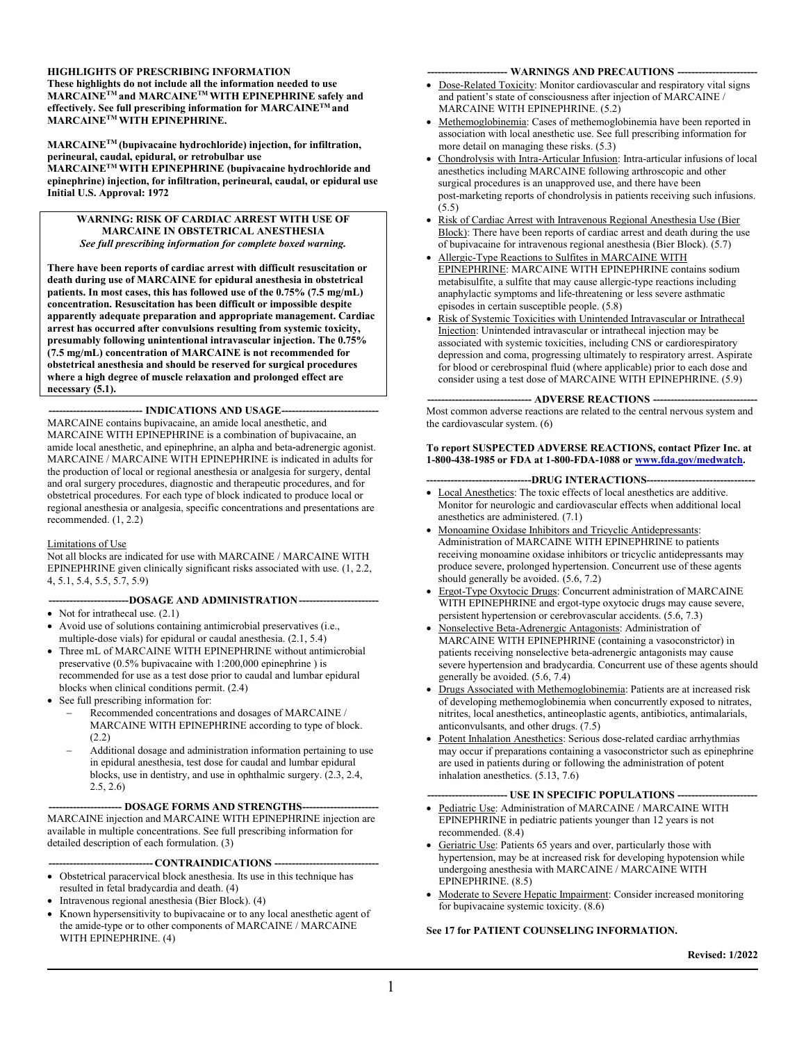**HIGHLIGHTS OF PRESCRIBING INFORMATION**
**These highlights do not include all the information needed to use MARCAINE™ and MARCAINE™ WITH EPINEPHRINE safely and effectively. See full prescribing information for MARCAINE™ and MARCAINE™ WITH EPINEPHRINE.**

**MARCAINE™ (bupivacaine hydrochloride) injection, for infiltration, perineural, caudal, epidural, or retrobulbar use**
**MARCAINE™ WITH EPINEPHRINE (bupivacaine hydrochloride and epinephrine) injection, for infiltration, perineural, caudal, or epidural use**
**Initial U.S. Approval: 1972**

> **WARNING: RISK OF CARDIAC ARREST WITH USE OF MARCAINE IN OBSTETRICAL ANESTHESIA**
> ***See full prescribing information for complete boxed warning.***
>
> **There have been reports of cardiac arrest with difficult resuscitation or death during use of MARCAINE for epidural anesthesia in obstetrical patients. In most cases, this has followed use of the 0.75% (7.5 mg/mL) concentration. Resuscitation has been difficult or impossible despite apparently adequate preparation and appropriate management. Cardiac arrest has occurred after convulsions resulting from systemic toxicity, presumably following unintentional intravascular injection. The 0.75% (7.5 mg/mL) concentration of MARCAINE is not recommended for obstetrical anesthesia and should be reserved for surgical procedures where a high degree of muscle relaxation and prolonged effect are necessary (5.1).**

**--------------------------- INDICATIONS AND USAGE----------------------------**

MARCAINE contains bupivacaine, an amide local anesthetic, and MARCAINE WITH EPINEPHRINE is a combination of bupivacaine, an amide local anesthetic, and epinephrine, an alpha and beta-adrenergic agonist. MARCAINE / MARCAINE WITH EPINEPHRINE is indicated in adults for the production of local or regional anesthesia or analgesia for surgery, dental and oral surgery procedures, diagnostic and therapeutic procedures, and for obstetrical procedures. For each type of block indicated to produce local or regional anesthesia or analgesia, specific concentrations and presentations are recommended. (1, 2.2)

Limitations of Use
Not all blocks are indicated for use with MARCAINE / MARCAINE WITH EPINEPHRINE given clinically significant risks associated with use. (1, 2.2, 4, 5.1, 5.4, 5.5, 5.7, 5.9)

**-----------------------DOSAGE AND ADMINISTRATION-----------------------**

- Not for intrathecal use. (2.1)
- Avoid use of solutions containing antimicrobial preservatives (i.e., multiple-dose vials) for epidural or caudal anesthesia. (2.1, 5.4)
- Three mL of MARCAINE WITH EPINEPHRINE without antimicrobial preservative (0.5% bupivacaine with 1:200,000 epinephrine ) is recommended for use as a test dose prior to caudal and lumbar epidural blocks when clinical conditions permit. (2.4)
- See full prescribing information for:
  - Recommended concentrations and dosages of MARCAINE / MARCAINE WITH EPINEPHRINE according to type of block. (2.2)
  - Additional dosage and administration information pertaining to use in epidural anesthesia, test dose for caudal and lumbar epidural blocks, use in dentistry, and use in ophthalmic surgery. (2.3, 2.4, 2.5, 2.6)

**--------------------- DOSAGE FORMS AND STRENGTHS----------------------**

MARCAINE injection and MARCAINE WITH EPINEPHRINE injection are available in multiple concentrations. See full prescribing information for detailed description of each formulation. (3)

**------------------------------ CONTRAINDICATIONS ------------------------------**

- Obstetrical paracervical block anesthesia. Its use in this technique has resulted in fetal bradycardia and death. (4)
- Intravenous regional anesthesia (Bier Block). (4)
- Known hypersensitivity to bupivacaine or to any local anesthetic agent of the amide-type or to other components of MARCAINE / MARCAINE WITH EPINEPHRINE. (4)

**----------------------- WARNINGS AND PRECAUTIONS -----------------------**

- Dose-Related Toxicity: Monitor cardiovascular and respiratory vital signs and patient's state of consciousness after injection of MARCAINE / MARCAINE WITH EPINEPHRINE. (5.2)
- Methemoglobinemia: Cases of methemoglobinemia have been reported in association with local anesthetic use. See full prescribing information for more detail on managing these risks. (5.3)
- Chondrolysis with Intra-Articular Infusion: Intra-articular infusions of local anesthetics including MARCAINE following arthroscopic and other surgical procedures is an unapproved use, and there have been post-marketing reports of chondrolysis in patients receiving such infusions. (5.5)
- Risk of Cardiac Arrest with Intravenous Regional Anesthesia Use (Bier Block): There have been reports of cardiac arrest and death during the use of bupivacaine for intravenous regional anesthesia (Bier Block). (5.7)
- Allergic-Type Reactions to Sulfites in MARCAINE WITH EPINEPHRINE: MARCAINE WITH EPINEPHRINE contains sodium metabisulfite, a sulfite that may cause allergic-type reactions including anaphylactic symptoms and life-threatening or less severe asthmatic episodes in certain susceptible people. (5.8)
- Risk of Systemic Toxicities with Unintended Intravascular or Intrathecal Injection: Unintended intravascular or intrathecal injection may be associated with systemic toxicities, including CNS or cardiorespiratory depression and coma, progressing ultimately to respiratory arrest. Aspirate for blood or cerebrospinal fluid (where applicable) prior to each dose and consider using a test dose of MARCAINE WITH EPINEPHRINE. (5.9)

**------------------------------ ADVERSE REACTIONS ------------------------------**

Most common adverse reactions are related to the central nervous system and the cardiovascular system. (6)

**To report SUSPECTED ADVERSE REACTIONS, contact Pfizer Inc. at 1-800-438-1985 or FDA at 1-800-FDA-1088 or www.fda.gov/medwatch.**

**------------------------------DRUG INTERACTIONS-------------------------------**

- Local Anesthetics: The toxic effects of local anesthetics are additive. Monitor for neurologic and cardiovascular effects when additional local anesthetics are administered. (7.1)
- Monoamine Oxidase Inhibitors and Tricyclic Antidepressants: Administration of MARCAINE WITH EPINEPHRINE to patients receiving monoamine oxidase inhibitors or tricyclic antidepressants may produce severe, prolonged hypertension. Concurrent use of these agents should generally be avoided. (5.6, 7.2)
- Ergot-Type Oxytocic Drugs: Concurrent administration of MARCAINE WITH EPINEPHRINE and ergot-type oxytocic drugs may cause severe, persistent hypertension or cerebrovascular accidents. (5.6, 7.3)
- Nonselective Beta-Adrenergic Antagonists: Administration of MARCAINE WITH EPINEPHRINE (containing a vasoconstrictor) in patients receiving nonselective beta-adrenergic antagonists may cause severe hypertension and bradycardia. Concurrent use of these agents should generally be avoided. (5.6, 7.4)
- Drugs Associated with Methemoglobinemia: Patients are at increased risk of developing methemoglobinemia when concurrently exposed to nitrates, nitrites, local anesthetics, antineoplastic agents, antibiotics, antimalarials, anticonvulsants, and other drugs. (7.5)
- Potent Inhalation Anesthetics: Serious dose-related cardiac arrhythmias may occur if preparations containing a vasoconstrictor such as epinephrine are used in patients during or following the administration of potent inhalation anesthetics. (5.13, 7.6)

**----------------------- USE IN SPECIFIC POPULATIONS -----------------------**

- Pediatric Use: Administration of MARCAINE / MARCAINE WITH EPINEPHRINE in pediatric patients younger than 12 years is not recommended. (8.4)
- Geriatric Use: Patients 65 years and over, particularly those with hypertension, may be at increased risk for developing hypotension while undergoing anesthesia with MARCAINE / MARCAINE WITH EPINEPHRINE. (8.5)
- Moderate to Severe Hepatic Impairment: Consider increased monitoring for bupivacaine systemic toxicity. (8.6)

**See 17 for PATIENT COUNSELING INFORMATION.**

**Revised: 1/2022**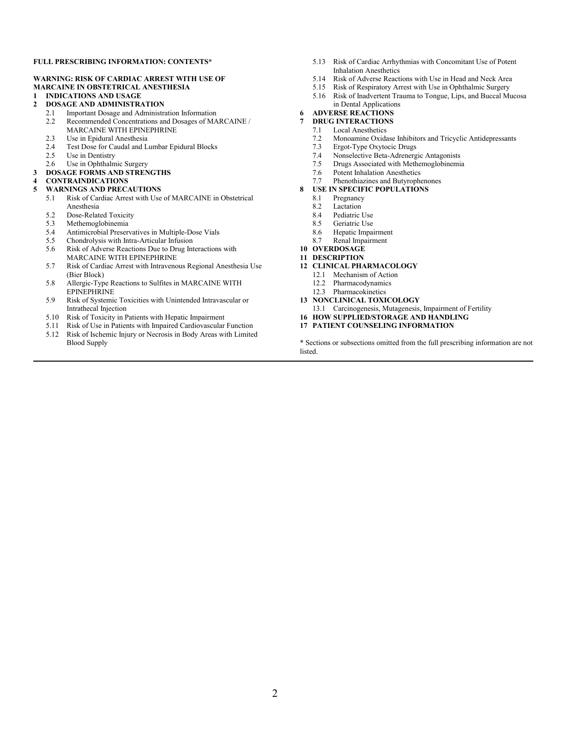**FULL PRESCRIBING INFORMATION: CONTENTS***

**WARNING: RISK OF CARDIAC ARREST WITH USE OF MARCAINE IN OBSTETRICAL ANESTHESIA**

**1 INDICATIONS AND USAGE**

**2 DOSAGE AND ADMINISTRATION**
- 2.1 Important Dosage and Administration Information
- 2.2 Recommended Concentrations and Dosages of MARCAINE / MARCAINE WITH EPINEPHRINE
- 2.3 Use in Epidural Anesthesia
- 2.4 Test Dose for Caudal and Lumbar Epidural Blocks
- 2.5 Use in Dentistry
- 2.6 Use in Ophthalmic Surgery

**3 DOSAGE FORMS AND STRENGTHS**

**4 CONTRAINDICATIONS**

**5 WARNINGS AND PRECAUTIONS**
- 5.1 Risk of Cardiac Arrest with Use of MARCAINE in Obstetrical Anesthesia
- 5.2 Dose-Related Toxicity
- 5.3 Methemoglobinemia
- 5.4 Antimicrobial Preservatives in Multiple-Dose Vials
- 5.5 Chondrolysis with Intra-Articular Infusion
- 5.6 Risk of Adverse Reactions Due to Drug Interactions with MARCAINE WITH EPINEPHRINE
- 5.7 Risk of Cardiac Arrest with Intravenous Regional Anesthesia Use (Bier Block)
- 5.8 Allergic-Type Reactions to Sulfites in MARCAINE WITH EPINEPHRINE
- 5.9 Risk of Systemic Toxicities with Unintended Intravascular or Intrathecal Injection
- 5.10 Risk of Toxicity in Patients with Hepatic Impairment
- 5.11 Risk of Use in Patients with Impaired Cardiovascular Function
- 5.12 Risk of Ischemic Injury or Necrosis in Body Areas with Limited Blood Supply
- 5.13 Risk of Cardiac Arrhythmias with Concomitant Use of Potent Inhalation Anesthetics
- 5.14 Risk of Adverse Reactions with Use in Head and Neck Area
- 5.15 Risk of Respiratory Arrest with Use in Ophthalmic Surgery
- 5.16 Risk of Inadvertent Trauma to Tongue, Lips, and Buccal Mucosa in Dental Applications

**6 ADVERSE REACTIONS**

**7 DRUG INTERACTIONS**
- 7.1 Local Anesthetics
- 7.2 Monoamine Oxidase Inhibitors and Tricyclic Antidepressants
- 7.3 Ergot-Type Oxytocic Drugs
- 7.4 Nonselective Beta-Adrenergic Antagonists
- 7.5 Drugs Associated with Methemoglobinemia
- 7.6 Potent Inhalation Anesthetics
- 7.7 Phenothiazines and Butyrophenones

**8 USE IN SPECIFIC POPULATIONS**
- 8.1 Pregnancy
- 8.2 Lactation
- 8.4 Pediatric Use
- 8.5 Geriatric Use
- 8.6 Hepatic Impairment
- 8.7 Renal Impairment

**10 OVERDOSAGE**

**11 DESCRIPTION**

**12 CLINICAL PHARMACOLOGY**
- 12.1 Mechanism of Action
- 12.2 Pharmacodynamics
- 12.3 Pharmacokinetics

**13 NONCLINICAL TOXICOLOGY**
- 13.1 Carcinogenesis, Mutagenesis, Impairment of Fertility

**16 HOW SUPPLIED/STORAGE AND HANDLING**

**17 PATIENT COUNSELING INFORMATION**

* Sections or subsections omitted from the full prescribing information are not listed.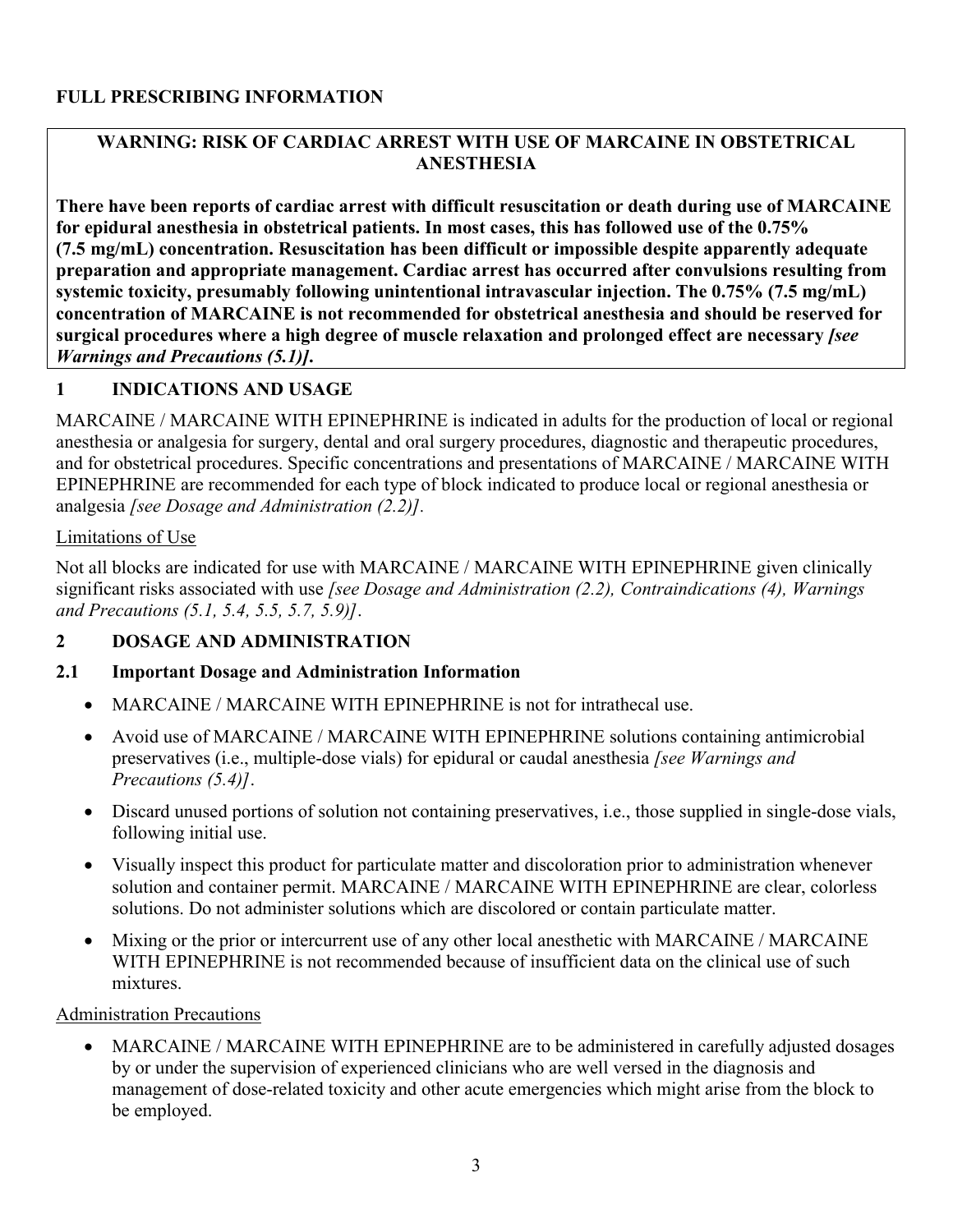# FULL PRESCRIBING INFORMATION

**WARNING: RISK OF CARDIAC ARREST WITH USE OF MARCAINE IN OBSTETRICAL ANESTHESIA**

**There have been reports of cardiac arrest with difficult resuscitation or death during use of MARCAINE for epidural anesthesia in obstetrical patients. In most cases, this has followed use of the 0.75% (7.5 mg/mL) concentration. Resuscitation has been difficult or impossible despite apparently adequate preparation and appropriate management. Cardiac arrest has occurred after convulsions resulting from systemic toxicity, presumably following unintentional intravascular injection. The 0.75% (7.5 mg/mL) concentration of MARCAINE is not recommended for obstetrical anesthesia and should be reserved for surgical procedures where a high degree of muscle relaxation and prolonged effect are necessary *[see Warnings and Precautions (5.1)]*.**

## 1 INDICATIONS AND USAGE

MARCAINE / MARCAINE WITH EPINEPHRINE is indicated in adults for the production of local or regional anesthesia or analgesia for surgery, dental and oral surgery procedures, diagnostic and therapeutic procedures, and for obstetrical procedures. Specific concentrations and presentations of MARCAINE / MARCAINE WITH EPINEPHRINE are recommended for each type of block indicated to produce local or regional anesthesia or analgesia *[see Dosage and Administration (2.2)]*.

Limitations of Use

Not all blocks are indicated for use with MARCAINE / MARCAINE WITH EPINEPHRINE given clinically significant risks associated with use *[see Dosage and Administration (2.2), Contraindications (4), Warnings and Precautions (5.1, 5.4, 5.5, 5.7, 5.9)]*.

## 2 DOSAGE AND ADMINISTRATION

### 2.1 Important Dosage and Administration Information

- MARCAINE / MARCAINE WITH EPINEPHRINE is not for intrathecal use.
- Avoid use of MARCAINE / MARCAINE WITH EPINEPHRINE solutions containing antimicrobial preservatives (i.e., multiple-dose vials) for epidural or caudal anesthesia *[see Warnings and Precautions (5.4)]*.
- Discard unused portions of solution not containing preservatives, i.e., those supplied in single-dose vials, following initial use.
- Visually inspect this product for particulate matter and discoloration prior to administration whenever solution and container permit. MARCAINE / MARCAINE WITH EPINEPHRINE are clear, colorless solutions. Do not administer solutions which are discolored or contain particulate matter.
- Mixing or the prior or intercurrent use of any other local anesthetic with MARCAINE / MARCAINE WITH EPINEPHRINE is not recommended because of insufficient data on the clinical use of such mixtures.

Administration Precautions

- MARCAINE / MARCAINE WITH EPINEPHRINE are to be administered in carefully adjusted dosages by or under the supervision of experienced clinicians who are well versed in the diagnosis and management of dose-related toxicity and other acute emergencies which might arise from the block to be employed.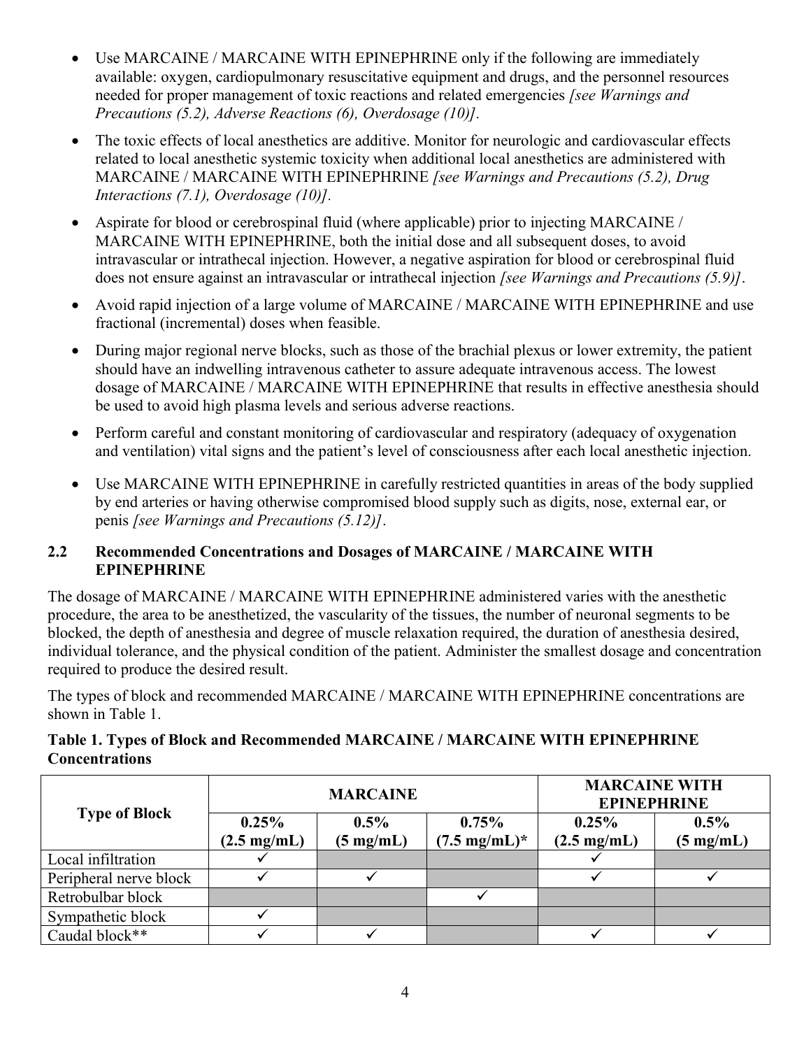- Use MARCAINE / MARCAINE WITH EPINEPHRINE only if the following are immediately available: oxygen, cardiopulmonary resuscitative equipment and drugs, and the personnel resources needed for proper management of toxic reactions and related emergencies *[see Warnings and Precautions (5.2), Adverse Reactions (6), Overdosage (10)]*.
- The toxic effects of local anesthetics are additive. Monitor for neurologic and cardiovascular effects related to local anesthetic systemic toxicity when additional local anesthetics are administered with MARCAINE / MARCAINE WITH EPINEPHRINE *[see Warnings and Precautions (5.2), Drug Interactions (7.1), Overdosage (10)]*.
- Aspirate for blood or cerebrospinal fluid (where applicable) prior to injecting MARCAINE / MARCAINE WITH EPINEPHRINE, both the initial dose and all subsequent doses, to avoid intravascular or intrathecal injection. However, a negative aspiration for blood or cerebrospinal fluid does not ensure against an intravascular or intrathecal injection *[see Warnings and Precautions (5.9)]*.
- Avoid rapid injection of a large volume of MARCAINE / MARCAINE WITH EPINEPHRINE and use fractional (incremental) doses when feasible.
- During major regional nerve blocks, such as those of the brachial plexus or lower extremity, the patient should have an indwelling intravenous catheter to assure adequate intravenous access. The lowest dosage of MARCAINE / MARCAINE WITH EPINEPHRINE that results in effective anesthesia should be used to avoid high plasma levels and serious adverse reactions.
- Perform careful and constant monitoring of cardiovascular and respiratory (adequacy of oxygenation and ventilation) vital signs and the patient's level of consciousness after each local anesthetic injection.
- Use MARCAINE WITH EPINEPHRINE in carefully restricted quantities in areas of the body supplied by end arteries or having otherwise compromised blood supply such as digits, nose, external ear, or penis *[see Warnings and Precautions (5.12)]*.

## 2.2 Recommended Concentrations and Dosages of MARCAINE / MARCAINE WITH EPINEPHRINE

The dosage of MARCAINE / MARCAINE WITH EPINEPHRINE administered varies with the anesthetic procedure, the area to be anesthetized, the vascularity of the tissues, the number of neuronal segments to be blocked, the depth of anesthesia and degree of muscle relaxation required, the duration of anesthesia desired, individual tolerance, and the physical condition of the patient. Administer the smallest dosage and concentration required to produce the desired result.

The types of block and recommended MARCAINE / MARCAINE WITH EPINEPHRINE concentrations are shown in Table 1.

**Table 1. Types of Block and Recommended MARCAINE / MARCAINE WITH EPINEPHRINE Concentrations**

| Type of Block | MARCAINE | | | MARCAINE WITH EPINEPHRINE | |
|---|---|---|---|---|---|
| | 0.25% (2.5 mg/mL) | 0.5% (5 mg/mL) | 0.75% (7.5 mg/mL)* | 0.25% (2.5 mg/mL) | 0.5% (5 mg/mL) |
| Local infiltration | ✓ | | | ✓ | |
| Peripheral nerve block | ✓ | ✓ | | ✓ | ✓ |
| Retrobulbar block | | | ✓ | | |
| Sympathetic block | ✓ | | | | |
| Caudal block** | ✓ | ✓ | | ✓ | ✓ |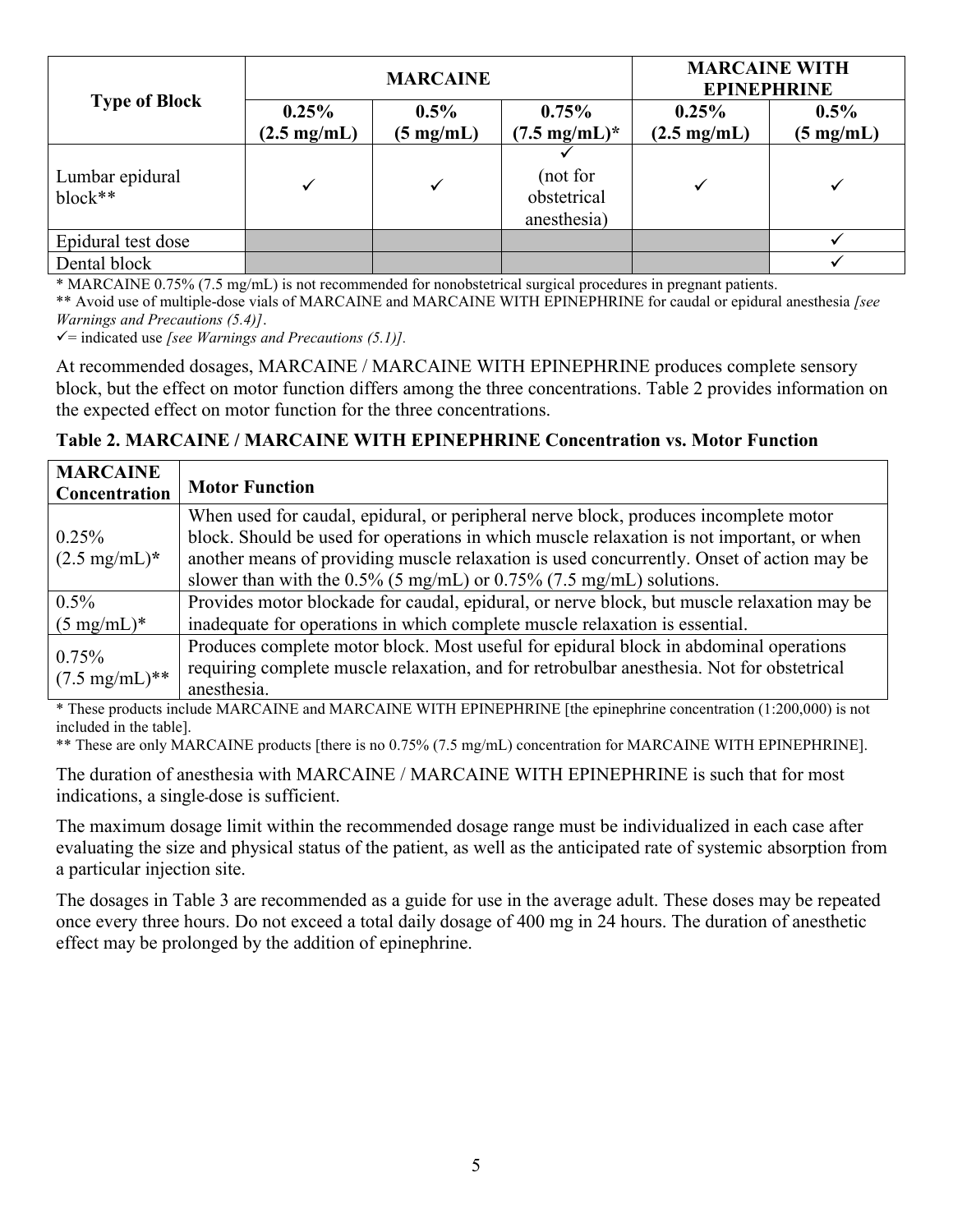| Type of Block | MARCAINE | | | MARCAINE WITH EPINEPHRINE | |
|---|---|---|---|---|---|
| | 0.25% (2.5 mg/mL) | 0.5% (5 mg/mL) | 0.75% (7.5 mg/mL)* | 0.25% (2.5 mg/mL) | 0.5% (5 mg/mL) |
| Lumbar epidural block** | ✓ | ✓ | ✓ (not for obstetrical anesthesia) | ✓ | ✓ |
| Epidural test dose | | | | | ✓ |
| Dental block | | | | | ✓ |

* MARCAINE 0.75% (7.5 mg/mL) is not recommended for nonobstetrical surgical procedures in pregnant patients.
** Avoid use of multiple-dose vials of MARCAINE and MARCAINE WITH EPINEPHRINE for caudal or epidural anesthesia *[see Warnings and Precautions (5.4)]*.
✓= indicated use *[see Warnings and Precautions (5.1)]*.

At recommended dosages, MARCAINE / MARCAINE WITH EPINEPHRINE produces complete sensory block, but the effect on motor function differs among the three concentrations. Table 2 provides information on the expected effect on motor function for the three concentrations.

**Table 2. MARCAINE / MARCAINE WITH EPINEPHRINE Concentration vs. Motor Function**

| MARCAINE Concentration | Motor Function |
|---|---|
| 0.25% (2.5 mg/mL)* | When used for caudal, epidural, or peripheral nerve block, produces incomplete motor block. Should be used for operations in which muscle relaxation is not important, or when another means of providing muscle relaxation is used concurrently. Onset of action may be slower than with the 0.5% (5 mg/mL) or 0.75% (7.5 mg/mL) solutions. |
| 0.5% (5 mg/mL)* | Provides motor blockade for caudal, epidural, or nerve block, but muscle relaxation may be inadequate for operations in which complete muscle relaxation is essential. |
| 0.75% (7.5 mg/mL)** | Produces complete motor block. Most useful for epidural block in abdominal operations requiring complete muscle relaxation, and for retrobulbar anesthesia. Not for obstetrical anesthesia. |

* These products include MARCAINE and MARCAINE WITH EPINEPHRINE [the epinephrine concentration (1:200,000) is not included in the table].
** These are only MARCAINE products [there is no 0.75% (7.5 mg/mL) concentration for MARCAINE WITH EPINEPHRINE].

The duration of anesthesia with MARCAINE / MARCAINE WITH EPINEPHRINE is such that for most indications, a single-dose is sufficient.

The maximum dosage limit within the recommended dosage range must be individualized in each case after evaluating the size and physical status of the patient, as well as the anticipated rate of systemic absorption from a particular injection site.

The dosages in Table 3 are recommended as a guide for use in the average adult. These doses may be repeated once every three hours. Do not exceed a total daily dosage of 400 mg in 24 hours. The duration of anesthetic effect may be prolonged by the addition of epinephrine.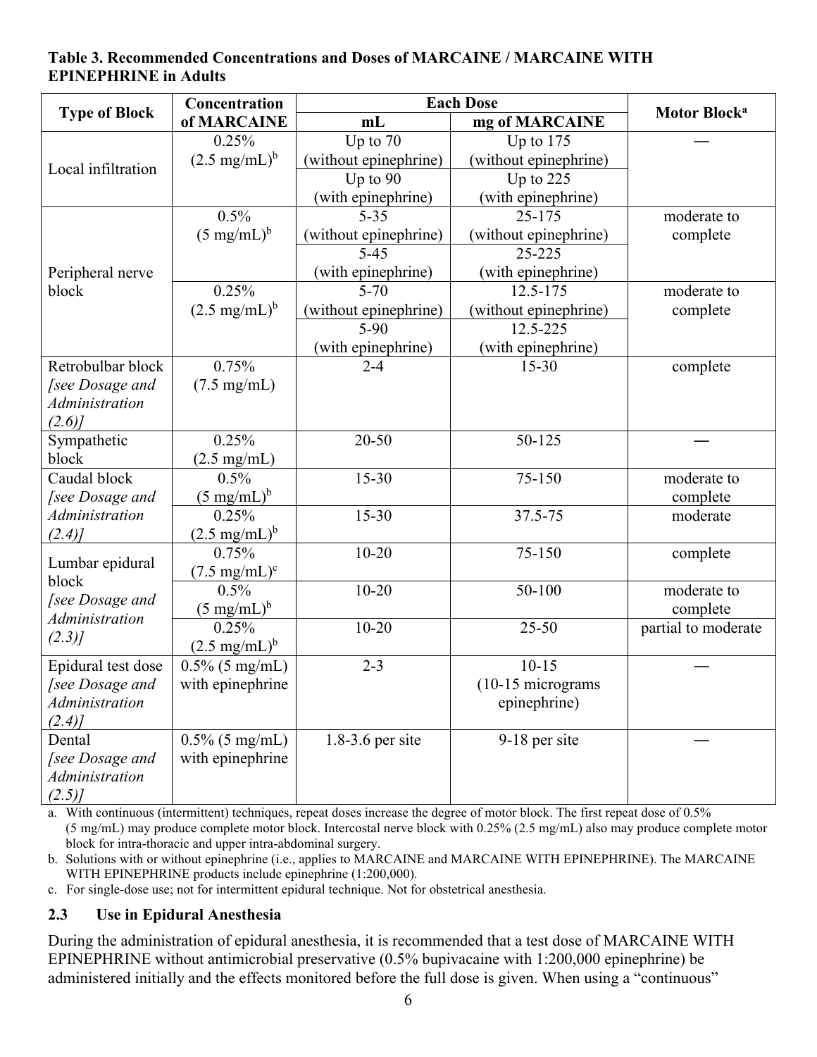**Table 3. Recommended Concentrations and Doses of MARCAINE / MARCAINE WITH EPINEPHRINE in Adults**

| Type of Block | Concentration of MARCAINE | Each Dose | | Motor Block[a] |
|---|---|---|---|---|
| | | mL | mg of MARCAINE | |
| Local infiltration | 0.25% (2.5 mg/mL)[b] | Up to 70 (without epinephrine) | Up to 175 (without epinephrine) | — |
| | | Up to 90 (with epinephrine) | Up to 225 (with epinephrine) | |
| Peripheral nerve block | 0.5% (5 mg/mL)[b] | 5-35 (without epinephrine) | 25-175 (without epinephrine) | moderate to complete |
| | | 5-45 (with epinephrine) | 25-225 (with epinephrine) | |
| | 0.25% (2.5 mg/mL)[b] | 5-70 (without epinephrine) | 12.5-175 (without epinephrine) | moderate to complete |
| | | 5-90 (with epinephrine) | 12.5-225 (with epinephrine) | |
| Retrobulbar block *[see Dosage and Administration (2.6)]* | 0.75% (7.5 mg/mL) | 2-4 | 15-30 | complete |
| Sympathetic block | 0.25% (2.5 mg/mL) | 20-50 | 50-125 | — |
| Caudal block *[see Dosage and Administration (2.4)]* | 0.5% (5 mg/mL)[b] | 15-30 | 75-150 | moderate to complete |
| | 0.25% (2.5 mg/mL)[b] | 15-30 | 37.5-75 | moderate |
| Lumbar epidural block *[see Dosage and Administration (2.3)]* | 0.75% (7.5 mg/mL)[c] | 10-20 | 75-150 | complete |
| | 0.5% (5 mg/mL)[b] | 10-20 | 50-100 | moderate to complete |
| | 0.25% (2.5 mg/mL)[b] | 10-20 | 25-50 | partial to moderate |
| Epidural test dose *[see Dosage and Administration (2.4)]* | 0.5% (5 mg/mL) with epinephrine | 2-3 | 10-15 (10-15 micrograms epinephrine) | — |
| Dental *[see Dosage and Administration (2.5)]* | 0.5% (5 mg/mL) with epinephrine | 1.8-3.6 per site | 9-18 per site | — |

a. With continuous (intermittent) techniques, repeat doses increase the degree of motor block. The first repeat dose of 0.5% (5 mg/mL) may produce complete motor block. Intercostal nerve block with 0.25% (2.5 mg/mL) also may produce complete motor block for intra-thoracic and upper intra-abdominal surgery.

b. Solutions with or without epinephrine (i.e., applies to MARCAINE and MARCAINE WITH EPINEPHRINE). The MARCAINE WITH EPINEPHRINE products include epinephrine (1:200,000).

c. For single-dose use; not for intermittent epidural technique. Not for obstetrical anesthesia.

### 2.3 Use in Epidural Anesthesia

During the administration of epidural anesthesia, it is recommended that a test dose of MARCAINE WITH EPINEPHRINE without antimicrobial preservative (0.5% bupivacaine with 1:200,000 epinephrine) be administered initially and the effects monitored before the full dose is given. When using a "continuous"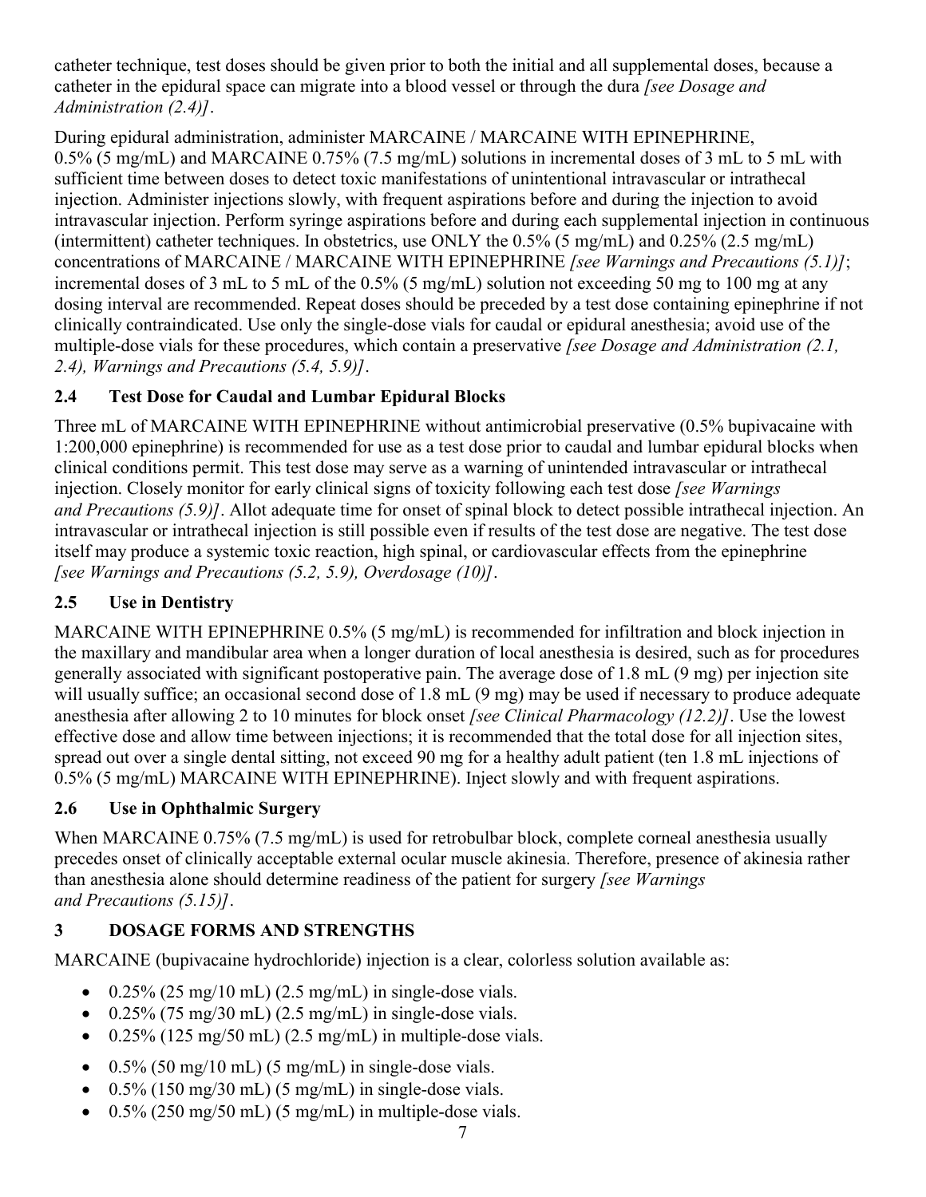catheter technique, test doses should be given prior to both the initial and all supplemental doses, because a catheter in the epidural space can migrate into a blood vessel or through the dura *[see Dosage and Administration (2.4)]*.

During epidural administration, administer MARCAINE / MARCAINE WITH EPINEPHRINE, 0.5% (5 mg/mL) and MARCAINE 0.75% (7.5 mg/mL) solutions in incremental doses of 3 mL to 5 mL with sufficient time between doses to detect toxic manifestations of unintentional intravascular or intrathecal injection. Administer injections slowly, with frequent aspirations before and during the injection to avoid intravascular injection. Perform syringe aspirations before and during each supplemental injection in continuous (intermittent) catheter techniques. In obstetrics, use ONLY the 0.5% (5 mg/mL) and 0.25% (2.5 mg/mL) concentrations of MARCAINE / MARCAINE WITH EPINEPHRINE *[see Warnings and Precautions (5.1)]*; incremental doses of 3 mL to 5 mL of the 0.5% (5 mg/mL) solution not exceeding 50 mg to 100 mg at any dosing interval are recommended. Repeat doses should be preceded by a test dose containing epinephrine if not clinically contraindicated. Use only the single-dose vials for caudal or epidural anesthesia; avoid use of the multiple-dose vials for these procedures, which contain a preservative *[see Dosage and Administration (2.1, 2.4), Warnings and Precautions (5.4, 5.9)]*.

## 2.4 Test Dose for Caudal and Lumbar Epidural Blocks

Three mL of MARCAINE WITH EPINEPHRINE without antimicrobial preservative (0.5% bupivacaine with 1:200,000 epinephrine) is recommended for use as a test dose prior to caudal and lumbar epidural blocks when clinical conditions permit. This test dose may serve as a warning of unintended intravascular or intrathecal injection. Closely monitor for early clinical signs of toxicity following each test dose *[see Warnings and Precautions (5.9)]*. Allot adequate time for onset of spinal block to detect possible intrathecal injection. An intravascular or intrathecal injection is still possible even if results of the test dose are negative. The test dose itself may produce a systemic toxic reaction, high spinal, or cardiovascular effects from the epinephrine *[see Warnings and Precautions (5.2, 5.9), Overdosage (10)]*.

## 2.5 Use in Dentistry

MARCAINE WITH EPINEPHRINE 0.5% (5 mg/mL) is recommended for infiltration and block injection in the maxillary and mandibular area when a longer duration of local anesthesia is desired, such as for procedures generally associated with significant postoperative pain. The average dose of 1.8 mL (9 mg) per injection site will usually suffice; an occasional second dose of 1.8 mL (9 mg) may be used if necessary to produce adequate anesthesia after allowing 2 to 10 minutes for block onset *[see Clinical Pharmacology (12.2)]*. Use the lowest effective dose and allow time between injections; it is recommended that the total dose for all injection sites, spread out over a single dental sitting, not exceed 90 mg for a healthy adult patient (ten 1.8 mL injections of 0.5% (5 mg/mL) MARCAINE WITH EPINEPHRINE). Inject slowly and with frequent aspirations.

## 2.6 Use in Ophthalmic Surgery

When MARCAINE 0.75% (7.5 mg/mL) is used for retrobulbar block, complete corneal anesthesia usually precedes onset of clinically acceptable external ocular muscle akinesia. Therefore, presence of akinesia rather than anesthesia alone should determine readiness of the patient for surgery *[see Warnings and Precautions (5.15)]*.

# 3 DOSAGE FORMS AND STRENGTHS

MARCAINE (bupivacaine hydrochloride) injection is a clear, colorless solution available as:

- 0.25% (25 mg/10 mL) (2.5 mg/mL) in single-dose vials.
- 0.25% (75 mg/30 mL) (2.5 mg/mL) in single-dose vials.
- 0.25% (125 mg/50 mL) (2.5 mg/mL) in multiple-dose vials.
- 0.5% (50 mg/10 mL) (5 mg/mL) in single-dose vials.
- 0.5% (150 mg/30 mL) (5 mg/mL) in single-dose vials.
- 0.5% (250 mg/50 mL) (5 mg/mL) in multiple-dose vials.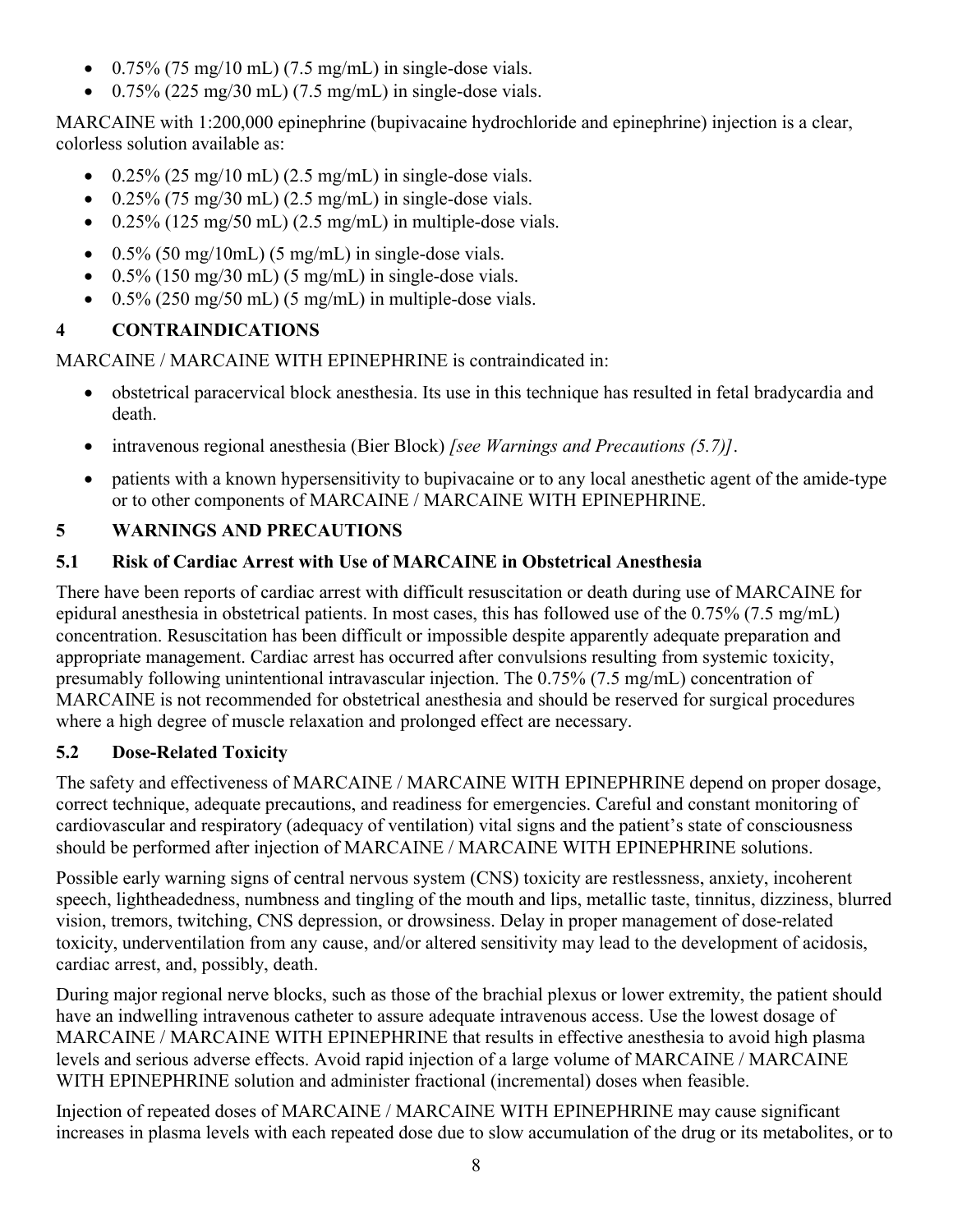- 0.75% (75 mg/10 mL) (7.5 mg/mL) in single-dose vials.
- 0.75% (225 mg/30 mL) (7.5 mg/mL) in single-dose vials.

MARCAINE with 1:200,000 epinephrine (bupivacaine hydrochloride and epinephrine) injection is a clear, colorless solution available as:

- 0.25% (25 mg/10 mL) (2.5 mg/mL) in single-dose vials.
- 0.25% (75 mg/30 mL) (2.5 mg/mL) in single-dose vials.
- 0.25% (125 mg/50 mL) (2.5 mg/mL) in multiple-dose vials.
- 0.5% (50 mg/10mL) (5 mg/mL) in single-dose vials.
- 0.5% (150 mg/30 mL) (5 mg/mL) in single-dose vials.
- 0.5% (250 mg/50 mL) (5 mg/mL) in multiple-dose vials.

## 4 CONTRAINDICATIONS

MARCAINE / MARCAINE WITH EPINEPHRINE is contraindicated in:

- obstetrical paracervical block anesthesia. Its use in this technique has resulted in fetal bradycardia and death.
- intravenous regional anesthesia (Bier Block) *[see Warnings and Precautions (5.7)]*.
- patients with a known hypersensitivity to bupivacaine or to any local anesthetic agent of the amide-type or to other components of MARCAINE / MARCAINE WITH EPINEPHRINE.

## 5 WARNINGS AND PRECAUTIONS

### 5.1 Risk of Cardiac Arrest with Use of MARCAINE in Obstetrical Anesthesia

There have been reports of cardiac arrest with difficult resuscitation or death during use of MARCAINE for epidural anesthesia in obstetrical patients. In most cases, this has followed use of the 0.75% (7.5 mg/mL) concentration. Resuscitation has been difficult or impossible despite apparently adequate preparation and appropriate management. Cardiac arrest has occurred after convulsions resulting from systemic toxicity, presumably following unintentional intravascular injection. The 0.75% (7.5 mg/mL) concentration of MARCAINE is not recommended for obstetrical anesthesia and should be reserved for surgical procedures where a high degree of muscle relaxation and prolonged effect are necessary.

### 5.2 Dose-Related Toxicity

The safety and effectiveness of MARCAINE / MARCAINE WITH EPINEPHRINE depend on proper dosage, correct technique, adequate precautions, and readiness for emergencies. Careful and constant monitoring of cardiovascular and respiratory (adequacy of ventilation) vital signs and the patient's state of consciousness should be performed after injection of MARCAINE / MARCAINE WITH EPINEPHRINE solutions.

Possible early warning signs of central nervous system (CNS) toxicity are restlessness, anxiety, incoherent speech, lightheadedness, numbness and tingling of the mouth and lips, metallic taste, tinnitus, dizziness, blurred vision, tremors, twitching, CNS depression, or drowsiness. Delay in proper management of dose-related toxicity, underventilation from any cause, and/or altered sensitivity may lead to the development of acidosis, cardiac arrest, and, possibly, death.

During major regional nerve blocks, such as those of the brachial plexus or lower extremity, the patient should have an indwelling intravenous catheter to assure adequate intravenous access. Use the lowest dosage of MARCAINE / MARCAINE WITH EPINEPHRINE that results in effective anesthesia to avoid high plasma levels and serious adverse effects. Avoid rapid injection of a large volume of MARCAINE / MARCAINE WITH EPINEPHRINE solution and administer fractional (incremental) doses when feasible.

Injection of repeated doses of MARCAINE / MARCAINE WITH EPINEPHRINE may cause significant increases in plasma levels with each repeated dose due to slow accumulation of the drug or its metabolites, or to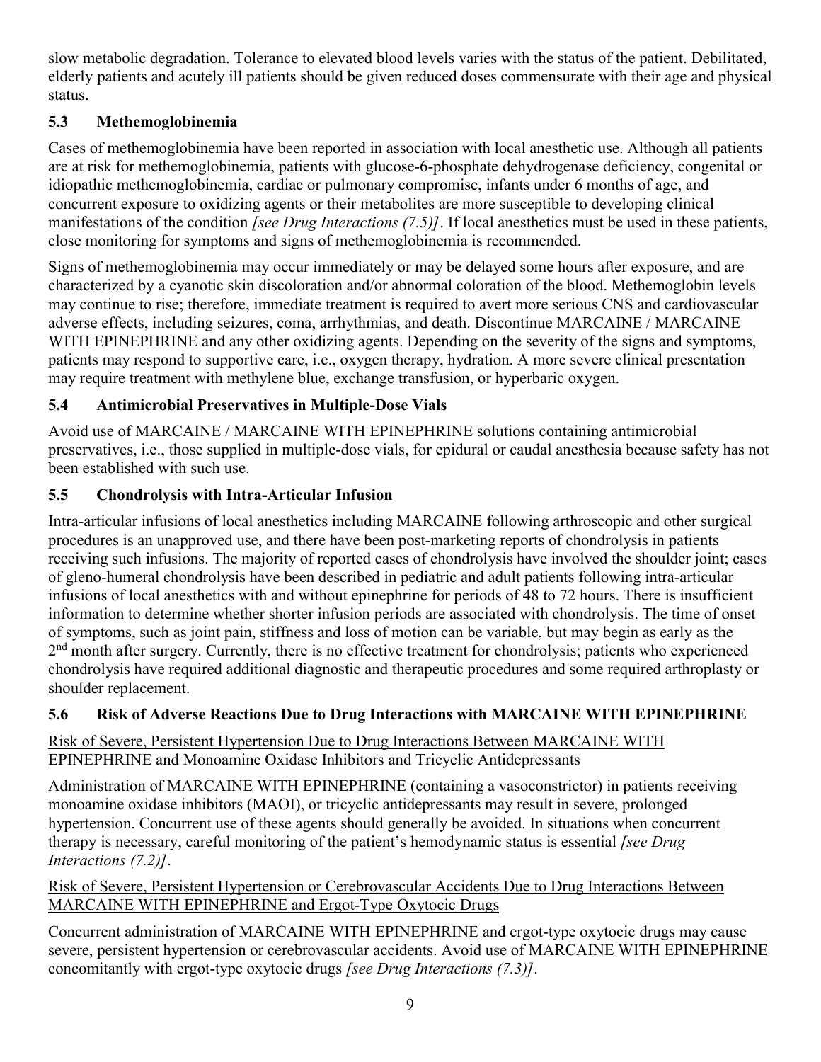slow metabolic degradation. Tolerance to elevated blood levels varies with the status of the patient. Debilitated, elderly patients and acutely ill patients should be given reduced doses commensurate with their age and physical status.

### 5.3 Methemoglobinemia

Cases of methemoglobinemia have been reported in association with local anesthetic use. Although all patients are at risk for methemoglobinemia, patients with glucose-6-phosphate dehydrogenase deficiency, congenital or idiopathic methemoglobinemia, cardiac or pulmonary compromise, infants under 6 months of age, and concurrent exposure to oxidizing agents or their metabolites are more susceptible to developing clinical manifestations of the condition *[see Drug Interactions (7.5)]*. If local anesthetics must be used in these patients, close monitoring for symptoms and signs of methemoglobinemia is recommended.

Signs of methemoglobinemia may occur immediately or may be delayed some hours after exposure, and are characterized by a cyanotic skin discoloration and/or abnormal coloration of the blood. Methemoglobin levels may continue to rise; therefore, immediate treatment is required to avert more serious CNS and cardiovascular adverse effects, including seizures, coma, arrhythmias, and death. Discontinue MARCAINE / MARCAINE WITH EPINEPHRINE and any other oxidizing agents. Depending on the severity of the signs and symptoms, patients may respond to supportive care, i.e., oxygen therapy, hydration. A more severe clinical presentation may require treatment with methylene blue, exchange transfusion, or hyperbaric oxygen.

### 5.4 Antimicrobial Preservatives in Multiple-Dose Vials

Avoid use of MARCAINE / MARCAINE WITH EPINEPHRINE solutions containing antimicrobial preservatives, i.e., those supplied in multiple-dose vials, for epidural or caudal anesthesia because safety has not been established with such use.

### 5.5 Chondrolysis with Intra-Articular Infusion

Intra-articular infusions of local anesthetics including MARCAINE following arthroscopic and other surgical procedures is an unapproved use, and there have been post-marketing reports of chondrolysis in patients receiving such infusions. The majority of reported cases of chondrolysis have involved the shoulder joint; cases of gleno-humeral chondrolysis have been described in pediatric and adult patients following intra-articular infusions of local anesthetics with and without epinephrine for periods of 48 to 72 hours. There is insufficient information to determine whether shorter infusion periods are associated with chondrolysis. The time of onset of symptoms, such as joint pain, stiffness and loss of motion can be variable, but may begin as early as the 2nd month after surgery. Currently, there is no effective treatment for chondrolysis; patients who experienced chondrolysis have required additional diagnostic and therapeutic procedures and some required arthroplasty or shoulder replacement.

### 5.6 Risk of Adverse Reactions Due to Drug Interactions with MARCAINE WITH EPINEPHRINE

Risk of Severe, Persistent Hypertension Due to Drug Interactions Between MARCAINE WITH EPINEPHRINE and Monoamine Oxidase Inhibitors and Tricyclic Antidepressants

Administration of MARCAINE WITH EPINEPHRINE (containing a vasoconstrictor) in patients receiving monoamine oxidase inhibitors (MAOI), or tricyclic antidepressants may result in severe, prolonged hypertension. Concurrent use of these agents should generally be avoided. In situations when concurrent therapy is necessary, careful monitoring of the patient's hemodynamic status is essential *[see Drug Interactions (7.2)]*.

Risk of Severe, Persistent Hypertension or Cerebrovascular Accidents Due to Drug Interactions Between MARCAINE WITH EPINEPHRINE and Ergot-Type Oxytocic Drugs

Concurrent administration of MARCAINE WITH EPINEPHRINE and ergot-type oxytocic drugs may cause severe, persistent hypertension or cerebrovascular accidents. Avoid use of MARCAINE WITH EPINEPHRINE concomitantly with ergot-type oxytocic drugs *[see Drug Interactions (7.3)]*.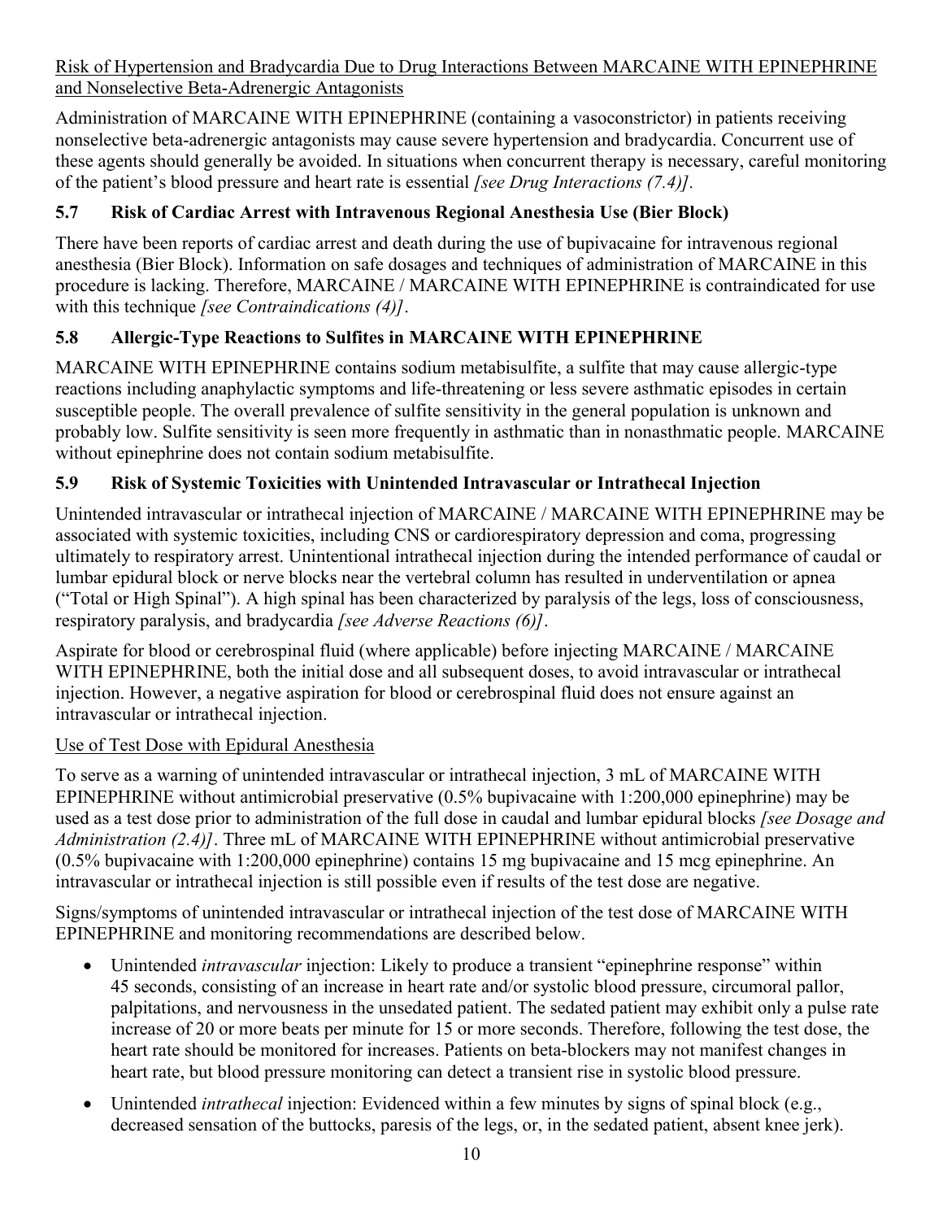Risk of Hypertension and Bradycardia Due to Drug Interactions Between MARCAINE WITH EPINEPHRINE and Nonselective Beta-Adrenergic Antagonists

Administration of MARCAINE WITH EPINEPHRINE (containing a vasoconstrictor) in patients receiving nonselective beta-adrenergic antagonists may cause severe hypertension and bradycardia. Concurrent use of these agents should generally be avoided. In situations when concurrent therapy is necessary, careful monitoring of the patient's blood pressure and heart rate is essential *[see Drug Interactions (7.4)]*.

### 5.7 Risk of Cardiac Arrest with Intravenous Regional Anesthesia Use (Bier Block)

There have been reports of cardiac arrest and death during the use of bupivacaine for intravenous regional anesthesia (Bier Block). Information on safe dosages and techniques of administration of MARCAINE in this procedure is lacking. Therefore, MARCAINE / MARCAINE WITH EPINEPHRINE is contraindicated for use with this technique *[see Contraindications (4)]*.

### 5.8 Allergic-Type Reactions to Sulfites in MARCAINE WITH EPINEPHRINE

MARCAINE WITH EPINEPHRINE contains sodium metabisulfite, a sulfite that may cause allergic-type reactions including anaphylactic symptoms and life-threatening or less severe asthmatic episodes in certain susceptible people. The overall prevalence of sulfite sensitivity in the general population is unknown and probably low. Sulfite sensitivity is seen more frequently in asthmatic than in nonasthmatic people. MARCAINE without epinephrine does not contain sodium metabisulfite.

### 5.9 Risk of Systemic Toxicities with Unintended Intravascular or Intrathecal Injection

Unintended intravascular or intrathecal injection of MARCAINE / MARCAINE WITH EPINEPHRINE may be associated with systemic toxicities, including CNS or cardiorespiratory depression and coma, progressing ultimately to respiratory arrest. Unintentional intrathecal injection during the intended performance of caudal or lumbar epidural block or nerve blocks near the vertebral column has resulted in underventilation or apnea ("Total or High Spinal"). A high spinal has been characterized by paralysis of the legs, loss of consciousness, respiratory paralysis, and bradycardia *[see Adverse Reactions (6)]*.

Aspirate for blood or cerebrospinal fluid (where applicable) before injecting MARCAINE / MARCAINE WITH EPINEPHRINE, both the initial dose and all subsequent doses, to avoid intravascular or intrathecal injection. However, a negative aspiration for blood or cerebrospinal fluid does not ensure against an intravascular or intrathecal injection.

Use of Test Dose with Epidural Anesthesia

To serve as a warning of unintended intravascular or intrathecal injection, 3 mL of MARCAINE WITH EPINEPHRINE without antimicrobial preservative (0.5% bupivacaine with 1:200,000 epinephrine) may be used as a test dose prior to administration of the full dose in caudal and lumbar epidural blocks *[see Dosage and Administration (2.4)]*. Three mL of MARCAINE WITH EPINEPHRINE without antimicrobial preservative (0.5% bupivacaine with 1:200,000 epinephrine) contains 15 mg bupivacaine and 15 mcg epinephrine. An intravascular or intrathecal injection is still possible even if results of the test dose are negative.

Signs/symptoms of unintended intravascular or intrathecal injection of the test dose of MARCAINE WITH EPINEPHRINE and monitoring recommendations are described below.

- Unintended *intravascular* injection: Likely to produce a transient "epinephrine response" within 45 seconds, consisting of an increase in heart rate and/or systolic blood pressure, circumoral pallor, palpitations, and nervousness in the unsedated patient. The sedated patient may exhibit only a pulse rate increase of 20 or more beats per minute for 15 or more seconds. Therefore, following the test dose, the heart rate should be monitored for increases. Patients on beta-blockers may not manifest changes in heart rate, but blood pressure monitoring can detect a transient rise in systolic blood pressure.
- Unintended *intrathecal* injection: Evidenced within a few minutes by signs of spinal block (e.g., decreased sensation of the buttocks, paresis of the legs, or, in the sedated patient, absent knee jerk).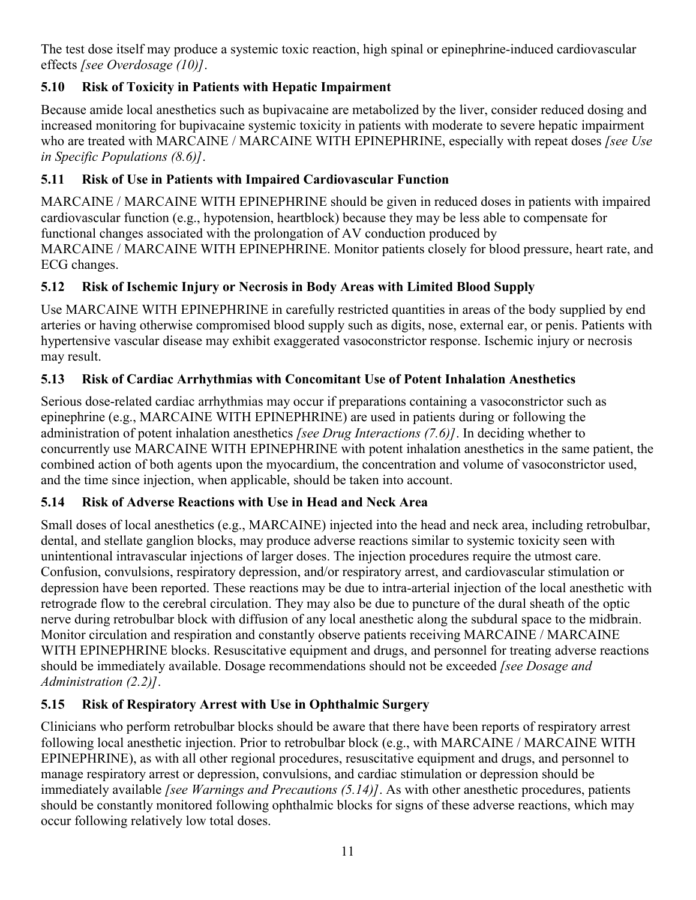The test dose itself may produce a systemic toxic reaction, high spinal or epinephrine-induced cardiovascular effects *[see Overdosage (10)]*.

### 5.10 Risk of Toxicity in Patients with Hepatic Impairment

Because amide local anesthetics such as bupivacaine are metabolized by the liver, consider reduced dosing and increased monitoring for bupivacaine systemic toxicity in patients with moderate to severe hepatic impairment who are treated with MARCAINE / MARCAINE WITH EPINEPHRINE, especially with repeat doses *[see Use in Specific Populations (8.6)]*.

### 5.11 Risk of Use in Patients with Impaired Cardiovascular Function

MARCAINE / MARCAINE WITH EPINEPHRINE should be given in reduced doses in patients with impaired cardiovascular function (e.g., hypotension, heartblock) because they may be less able to compensate for functional changes associated with the prolongation of AV conduction produced by MARCAINE / MARCAINE WITH EPINEPHRINE. Monitor patients closely for blood pressure, heart rate, and ECG changes.

### 5.12 Risk of Ischemic Injury or Necrosis in Body Areas with Limited Blood Supply

Use MARCAINE WITH EPINEPHRINE in carefully restricted quantities in areas of the body supplied by end arteries or having otherwise compromised blood supply such as digits, nose, external ear, or penis. Patients with hypertensive vascular disease may exhibit exaggerated vasoconstrictor response. Ischemic injury or necrosis may result.

### 5.13 Risk of Cardiac Arrhythmias with Concomitant Use of Potent Inhalation Anesthetics

Serious dose-related cardiac arrhythmias may occur if preparations containing a vasoconstrictor such as epinephrine (e.g., MARCAINE WITH EPINEPHRINE) are used in patients during or following the administration of potent inhalation anesthetics *[see Drug Interactions (7.6)]*. In deciding whether to concurrently use MARCAINE WITH EPINEPHRINE with potent inhalation anesthetics in the same patient, the combined action of both agents upon the myocardium, the concentration and volume of vasoconstrictor used, and the time since injection, when applicable, should be taken into account.

### 5.14 Risk of Adverse Reactions with Use in Head and Neck Area

Small doses of local anesthetics (e.g., MARCAINE) injected into the head and neck area, including retrobulbar, dental, and stellate ganglion blocks, may produce adverse reactions similar to systemic toxicity seen with unintentional intravascular injections of larger doses. The injection procedures require the utmost care. Confusion, convulsions, respiratory depression, and/or respiratory arrest, and cardiovascular stimulation or depression have been reported. These reactions may be due to intra-arterial injection of the local anesthetic with retrograde flow to the cerebral circulation. They may also be due to puncture of the dural sheath of the optic nerve during retrobulbar block with diffusion of any local anesthetic along the subdural space to the midbrain. Monitor circulation and respiration and constantly observe patients receiving MARCAINE / MARCAINE WITH EPINEPHRINE blocks. Resuscitative equipment and drugs, and personnel for treating adverse reactions should be immediately available. Dosage recommendations should not be exceeded *[see Dosage and Administration (2.2)]*.

### 5.15 Risk of Respiratory Arrest with Use in Ophthalmic Surgery

Clinicians who perform retrobulbar blocks should be aware that there have been reports of respiratory arrest following local anesthetic injection. Prior to retrobulbar block (e.g., with MARCAINE / MARCAINE WITH EPINEPHRINE), as with all other regional procedures, resuscitative equipment and drugs, and personnel to manage respiratory arrest or depression, convulsions, and cardiac stimulation or depression should be immediately available *[see Warnings and Precautions (5.14)]*. As with other anesthetic procedures, patients should be constantly monitored following ophthalmic blocks for signs of these adverse reactions, which may occur following relatively low total doses.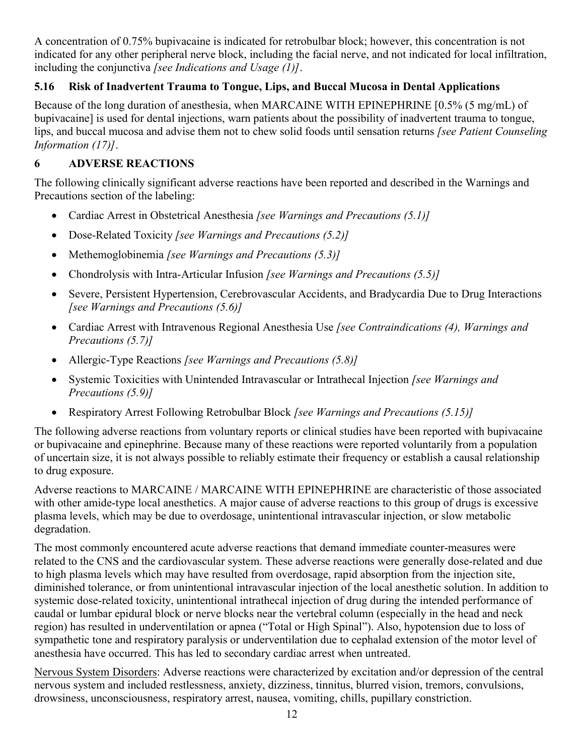A concentration of 0.75% bupivacaine is indicated for retrobulbar block; however, this concentration is not indicated for any other peripheral nerve block, including the facial nerve, and not indicated for local infiltration, including the conjunctiva *[see Indications and Usage (1)]*.

### 5.16 Risk of Inadvertent Trauma to Tongue, Lips, and Buccal Mucosa in Dental Applications

Because of the long duration of anesthesia, when MARCAINE WITH EPINEPHRINE [0.5% (5 mg/mL) of bupivacaine] is used for dental injections, warn patients about the possibility of inadvertent trauma to tongue, lips, and buccal mucosa and advise them not to chew solid foods until sensation returns *[see Patient Counseling Information (17)]*.

## 6 ADVERSE REACTIONS

The following clinically significant adverse reactions have been reported and described in the Warnings and Precautions section of the labeling:

- Cardiac Arrest in Obstetrical Anesthesia *[see Warnings and Precautions (5.1)]*
- Dose-Related Toxicity *[see Warnings and Precautions (5.2)]*
- Methemoglobinemia *[see Warnings and Precautions (5.3)]*
- Chondrolysis with Intra-Articular Infusion *[see Warnings and Precautions (5.5)]*
- Severe, Persistent Hypertension, Cerebrovascular Accidents, and Bradycardia Due to Drug Interactions *[see Warnings and Precautions (5.6)]*
- Cardiac Arrest with Intravenous Regional Anesthesia Use *[see Contraindications (4), Warnings and Precautions (5.7)]*
- Allergic-Type Reactions *[see Warnings and Precautions (5.8)]*
- Systemic Toxicities with Unintended Intravascular or Intrathecal Injection *[see Warnings and Precautions (5.9)]*
- Respiratory Arrest Following Retrobulbar Block *[see Warnings and Precautions (5.15)]*

The following adverse reactions from voluntary reports or clinical studies have been reported with bupivacaine or bupivacaine and epinephrine. Because many of these reactions were reported voluntarily from a population of uncertain size, it is not always possible to reliably estimate their frequency or establish a causal relationship to drug exposure.

Adverse reactions to MARCAINE / MARCAINE WITH EPINEPHRINE are characteristic of those associated with other amide-type local anesthetics. A major cause of adverse reactions to this group of drugs is excessive plasma levels, which may be due to overdosage, unintentional intravascular injection, or slow metabolic degradation.

The most commonly encountered acute adverse reactions that demand immediate counter-measures were related to the CNS and the cardiovascular system. These adverse reactions were generally dose-related and due to high plasma levels which may have resulted from overdosage, rapid absorption from the injection site, diminished tolerance, or from unintentional intravascular injection of the local anesthetic solution. In addition to systemic dose-related toxicity, unintentional intrathecal injection of drug during the intended performance of caudal or lumbar epidural block or nerve blocks near the vertebral column (especially in the head and neck region) has resulted in underventilation or apnea ("Total or High Spinal"). Also, hypotension due to loss of sympathetic tone and respiratory paralysis or underventilation due to cephalad extension of the motor level of anesthesia have occurred. This has led to secondary cardiac arrest when untreated.

Nervous System Disorders: Adverse reactions were characterized by excitation and/or depression of the central nervous system and included restlessness, anxiety, dizziness, tinnitus, blurred vision, tremors, convulsions, drowsiness, unconsciousness, respiratory arrest, nausea, vomiting, chills, pupillary constriction.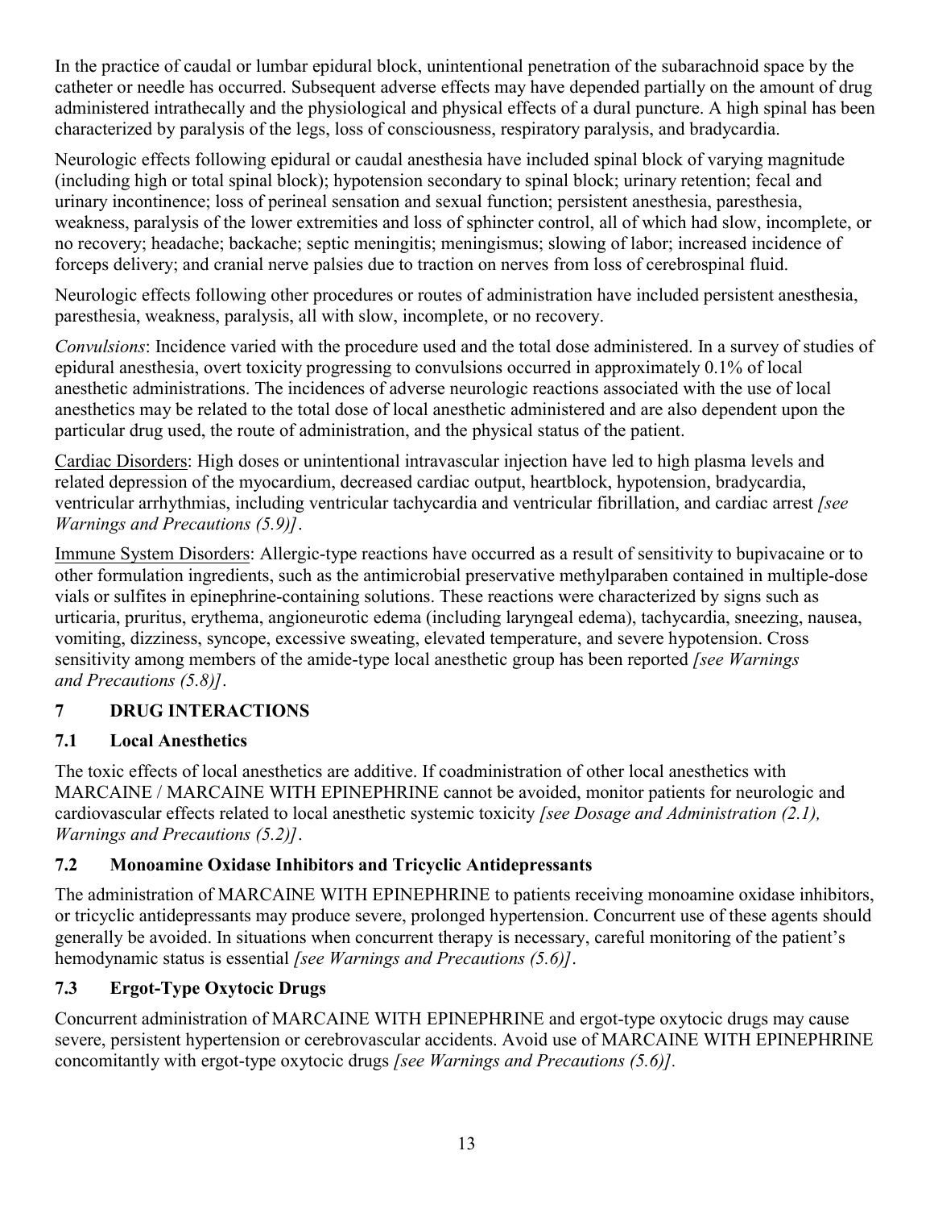In the practice of caudal or lumbar epidural block, unintentional penetration of the subarachnoid space by the catheter or needle has occurred. Subsequent adverse effects may have depended partially on the amount of drug administered intrathecally and the physiological and physical effects of a dural puncture. A high spinal has been characterized by paralysis of the legs, loss of consciousness, respiratory paralysis, and bradycardia.

Neurologic effects following epidural or caudal anesthesia have included spinal block of varying magnitude (including high or total spinal block); hypotension secondary to spinal block; urinary retention; fecal and urinary incontinence; loss of perineal sensation and sexual function; persistent anesthesia, paresthesia, weakness, paralysis of the lower extremities and loss of sphincter control, all of which had slow, incomplete, or no recovery; headache; backache; septic meningitis; meningismus; slowing of labor; increased incidence of forceps delivery; and cranial nerve palsies due to traction on nerves from loss of cerebrospinal fluid.

Neurologic effects following other procedures or routes of administration have included persistent anesthesia, paresthesia, weakness, paralysis, all with slow, incomplete, or no recovery.

*Convulsions*: Incidence varied with the procedure used and the total dose administered. In a survey of studies of epidural anesthesia, overt toxicity progressing to convulsions occurred in approximately 0.1% of local anesthetic administrations. The incidences of adverse neurologic reactions associated with the use of local anesthetics may be related to the total dose of local anesthetic administered and are also dependent upon the particular drug used, the route of administration, and the physical status of the patient.

<u>Cardiac Disorders</u>: High doses or unintentional intravascular injection have led to high plasma levels and related depression of the myocardium, decreased cardiac output, heartblock, hypotension, bradycardia, ventricular arrhythmias, including ventricular tachycardia and ventricular fibrillation, and cardiac arrest *[see Warnings and Precautions (5.9)]*.

<u>Immune System Disorders</u>: Allergic-type reactions have occurred as a result of sensitivity to bupivacaine or to other formulation ingredients, such as the antimicrobial preservative methylparaben contained in multiple-dose vials or sulfites in epinephrine-containing solutions. These reactions were characterized by signs such as urticaria, pruritus, erythema, angioneurotic edema (including laryngeal edema), tachycardia, sneezing, nausea, vomiting, dizziness, syncope, excessive sweating, elevated temperature, and severe hypotension. Cross sensitivity among members of the amide-type local anesthetic group has been reported *[see Warnings and Precautions (5.8)]*.

## 7 DRUG INTERACTIONS

### 7.1 Local Anesthetics

The toxic effects of local anesthetics are additive. If coadministration of other local anesthetics with MARCAINE / MARCAINE WITH EPINEPHRINE cannot be avoided, monitor patients for neurologic and cardiovascular effects related to local anesthetic systemic toxicity *[see Dosage and Administration (2.1), Warnings and Precautions (5.2)]*.

### 7.2 Monoamine Oxidase Inhibitors and Tricyclic Antidepressants

The administration of MARCAINE WITH EPINEPHRINE to patients receiving monoamine oxidase inhibitors, or tricyclic antidepressants may produce severe, prolonged hypertension. Concurrent use of these agents should generally be avoided. In situations when concurrent therapy is necessary, careful monitoring of the patient's hemodynamic status is essential *[see Warnings and Precautions (5.6)]*.

### 7.3 Ergot-Type Oxytocic Drugs

Concurrent administration of MARCAINE WITH EPINEPHRINE and ergot-type oxytocic drugs may cause severe, persistent hypertension or cerebrovascular accidents. Avoid use of MARCAINE WITH EPINEPHRINE concomitantly with ergot-type oxytocic drugs *[see Warnings and Precautions (5.6)].*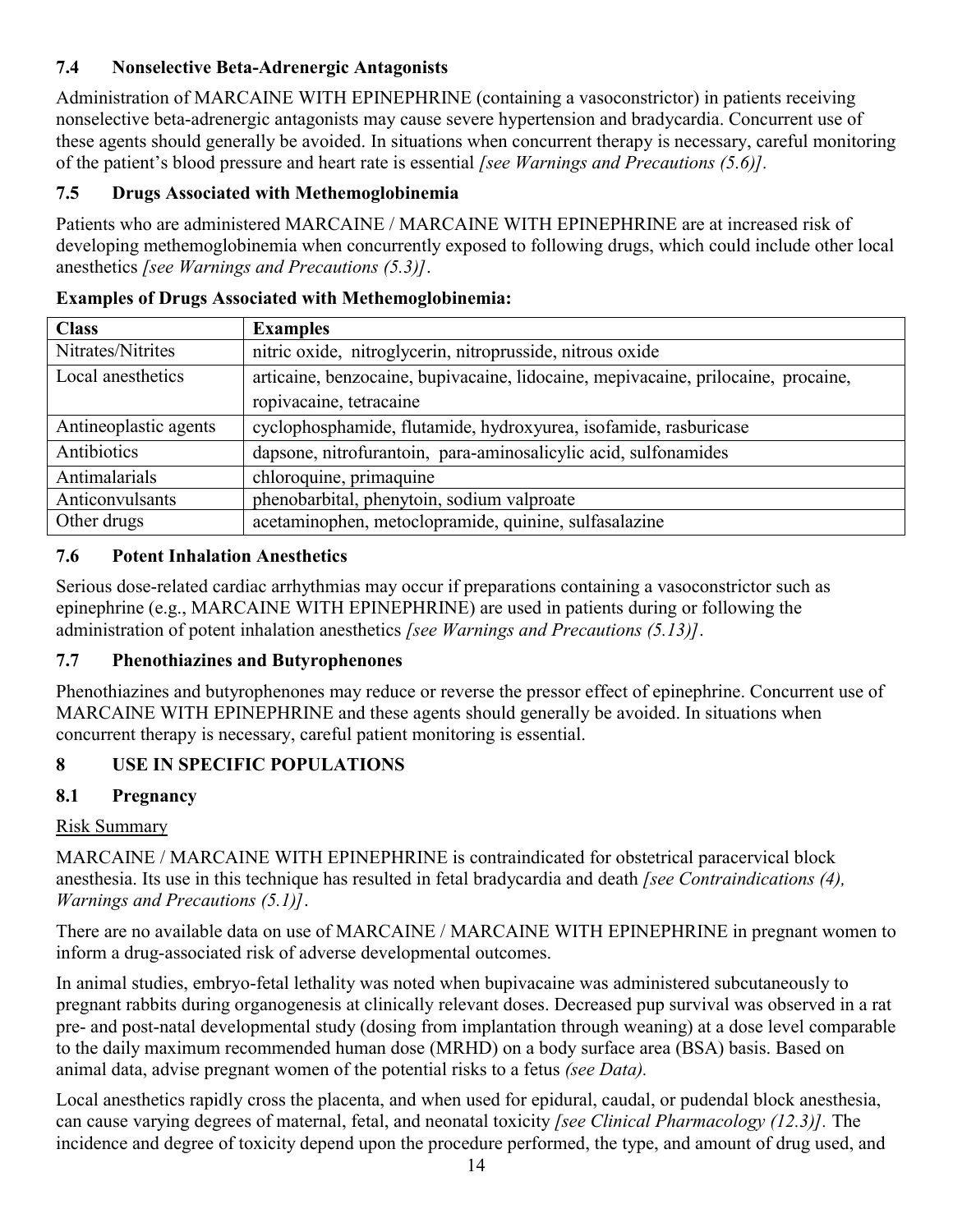### 7.4 Nonselective Beta-Adrenergic Antagonists

Administration of MARCAINE WITH EPINEPHRINE (containing a vasoconstrictor) in patients receiving nonselective beta-adrenergic antagonists may cause severe hypertension and bradycardia. Concurrent use of these agents should generally be avoided. In situations when concurrent therapy is necessary, careful monitoring of the patient's blood pressure and heart rate is essential *[see Warnings and Precautions (5.6)].*

### 7.5 Drugs Associated with Methemoglobinemia

Patients who are administered MARCAINE / MARCAINE WITH EPINEPHRINE are at increased risk of developing methemoglobinemia when concurrently exposed to following drugs, which could include other local anesthetics *[see Warnings and Precautions (5.3)]*.

**Examples of Drugs Associated with Methemoglobinemia:**

| Class | Examples |
|---|---|
| Nitrates/Nitrites | nitric oxide, nitroglycerin, nitroprusside, nitrous oxide |
| Local anesthetics | articaine, benzocaine, bupivacaine, lidocaine, mepivacaine, prilocaine, procaine, ropivacaine, tetracaine |
| Antineoplastic agents | cyclophosphamide, flutamide, hydroxyurea, isofamide, rasburicase |
| Antibiotics | dapsone, nitrofurantoin, para-aminosalicylic acid, sulfonamides |
| Antimalarials | chloroquine, primaquine |
| Anticonvulsants | phenobarbital, phenytoin, sodium valproate |
| Other drugs | acetaminophen, metoclopramide, quinine, sulfasalazine |

### 7.6 Potent Inhalation Anesthetics

Serious dose-related cardiac arrhythmias may occur if preparations containing a vasoconstrictor such as epinephrine (e.g., MARCAINE WITH EPINEPHRINE) are used in patients during or following the administration of potent inhalation anesthetics *[see Warnings and Precautions (5.13)]*.

### 7.7 Phenothiazines and Butyrophenones

Phenothiazines and butyrophenones may reduce or reverse the pressor effect of epinephrine. Concurrent use of MARCAINE WITH EPINEPHRINE and these agents should generally be avoided. In situations when concurrent therapy is necessary, careful patient monitoring is essential.

## 8 USE IN SPECIFIC POPULATIONS

### 8.1 Pregnancy

Risk Summary

MARCAINE / MARCAINE WITH EPINEPHRINE is contraindicated for obstetrical paracervical block anesthesia. Its use in this technique has resulted in fetal bradycardia and death *[see Contraindications (4), Warnings and Precautions (5.1)]*.

There are no available data on use of MARCAINE / MARCAINE WITH EPINEPHRINE in pregnant women to inform a drug-associated risk of adverse developmental outcomes.

In animal studies, embryo-fetal lethality was noted when bupivacaine was administered subcutaneously to pregnant rabbits during organogenesis at clinically relevant doses. Decreased pup survival was observed in a rat pre- and post-natal developmental study (dosing from implantation through weaning) at a dose level comparable to the daily maximum recommended human dose (MRHD) on a body surface area (BSA) basis. Based on animal data, advise pregnant women of the potential risks to a fetus *(see Data).*

Local anesthetics rapidly cross the placenta, and when used for epidural, caudal, or pudendal block anesthesia, can cause varying degrees of maternal, fetal, and neonatal toxicity *[see Clinical Pharmacology (12.3)].* The incidence and degree of toxicity depend upon the procedure performed, the type, and amount of drug used, and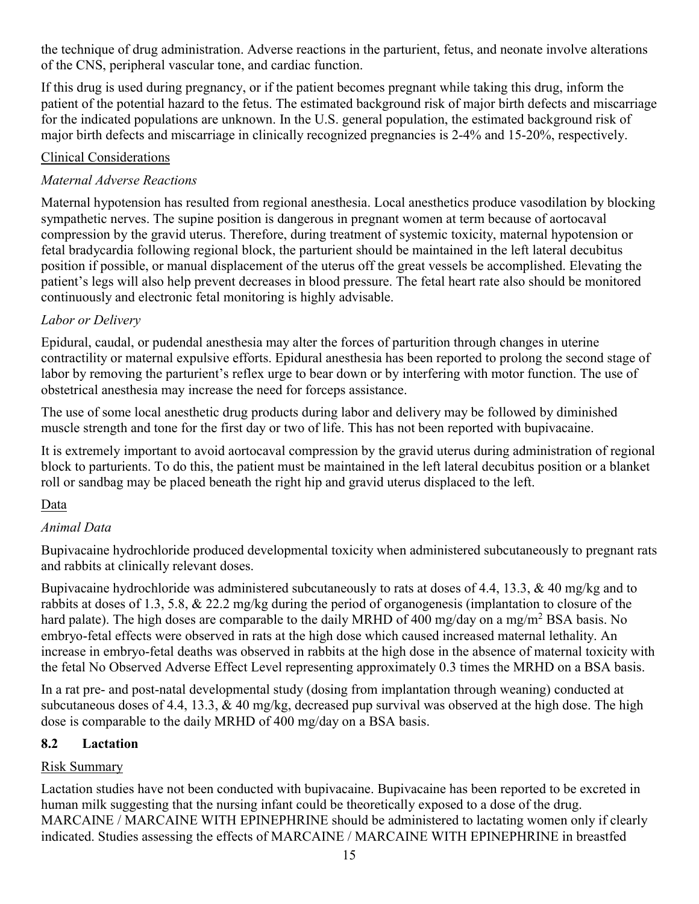the technique of drug administration. Adverse reactions in the parturient, fetus, and neonate involve alterations of the CNS, peripheral vascular tone, and cardiac function.

If this drug is used during pregnancy, or if the patient becomes pregnant while taking this drug, inform the patient of the potential hazard to the fetus. The estimated background risk of major birth defects and miscarriage for the indicated populations are unknown. In the U.S. general population, the estimated background risk of major birth defects and miscarriage in clinically recognized pregnancies is 2-4% and 15-20%, respectively.

Clinical Considerations

*Maternal Adverse Reactions*

Maternal hypotension has resulted from regional anesthesia. Local anesthetics produce vasodilation by blocking sympathetic nerves. The supine position is dangerous in pregnant women at term because of aortocaval compression by the gravid uterus. Therefore, during treatment of systemic toxicity, maternal hypotension or fetal bradycardia following regional block, the parturient should be maintained in the left lateral decubitus position if possible, or manual displacement of the uterus off the great vessels be accomplished. Elevating the patient's legs will also help prevent decreases in blood pressure. The fetal heart rate also should be monitored continuously and electronic fetal monitoring is highly advisable.

*Labor or Delivery*

Epidural, caudal, or pudendal anesthesia may alter the forces of parturition through changes in uterine contractility or maternal expulsive efforts. Epidural anesthesia has been reported to prolong the second stage of labor by removing the parturient's reflex urge to bear down or by interfering with motor function. The use of obstetrical anesthesia may increase the need for forceps assistance.

The use of some local anesthetic drug products during labor and delivery may be followed by diminished muscle strength and tone for the first day or two of life. This has not been reported with bupivacaine.

It is extremely important to avoid aortocaval compression by the gravid uterus during administration of regional block to parturients. To do this, the patient must be maintained in the left lateral decubitus position or a blanket roll or sandbag may be placed beneath the right hip and gravid uterus displaced to the left.

Data

*Animal Data*

Bupivacaine hydrochloride produced developmental toxicity when administered subcutaneously to pregnant rats and rabbits at clinically relevant doses.

Bupivacaine hydrochloride was administered subcutaneously to rats at doses of 4.4, 13.3, & 40 mg/kg and to rabbits at doses of 1.3, 5.8, & 22.2 mg/kg during the period of organogenesis (implantation to closure of the hard palate). The high doses are comparable to the daily MRHD of 400 mg/day on a mg/m$^2$ BSA basis. No embryo-fetal effects were observed in rats at the high dose which caused increased maternal lethality. An increase in embryo-fetal deaths was observed in rabbits at the high dose in the absence of maternal toxicity with the fetal No Observed Adverse Effect Level representing approximately 0.3 times the MRHD on a BSA basis.

In a rat pre- and post-natal developmental study (dosing from implantation through weaning) conducted at subcutaneous doses of 4.4, 13.3, & 40 mg/kg, decreased pup survival was observed at the high dose. The high dose is comparable to the daily MRHD of 400 mg/day on a BSA basis.

### 8.2 Lactation

Risk Summary

Lactation studies have not been conducted with bupivacaine. Bupivacaine has been reported to be excreted in human milk suggesting that the nursing infant could be theoretically exposed to a dose of the drug. MARCAINE / MARCAINE WITH EPINEPHRINE should be administered to lactating women only if clearly indicated. Studies assessing the effects of MARCAINE / MARCAINE WITH EPINEPHRINE in breastfed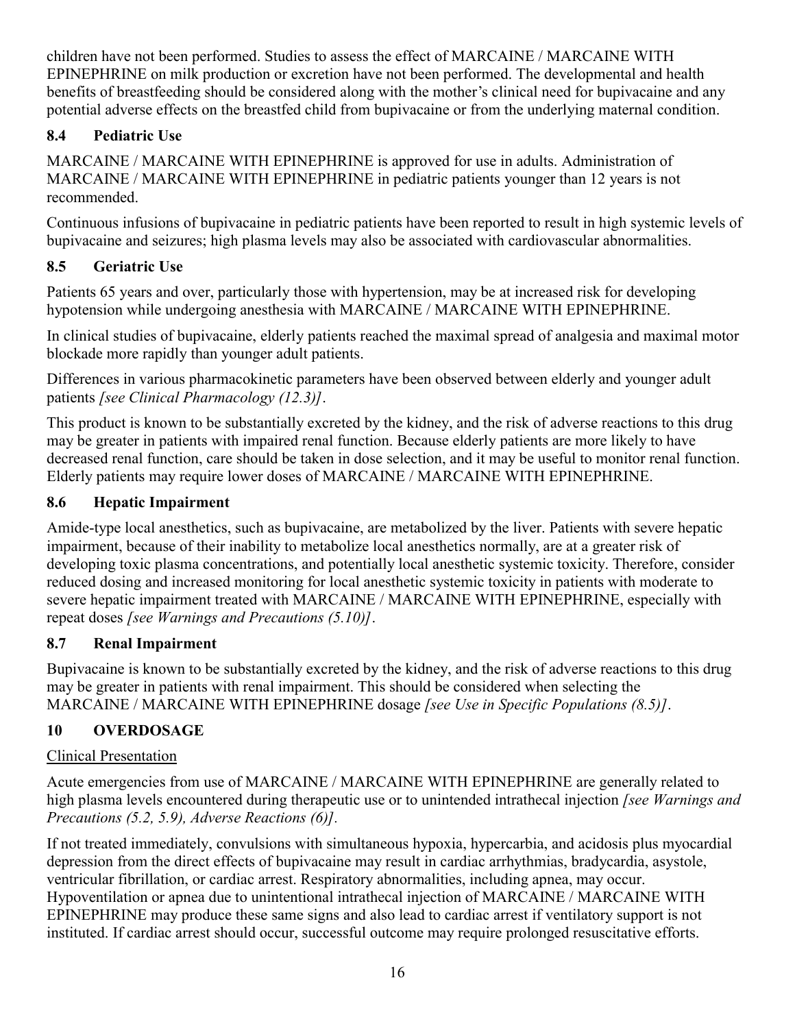children have not been performed. Studies to assess the effect of MARCAINE / MARCAINE WITH EPINEPHRINE on milk production or excretion have not been performed. The developmental and health benefits of breastfeeding should be considered along with the mother's clinical need for bupivacaine and any potential adverse effects on the breastfed child from bupivacaine or from the underlying maternal condition.

### 8.4 Pediatric Use

MARCAINE / MARCAINE WITH EPINEPHRINE is approved for use in adults. Administration of MARCAINE / MARCAINE WITH EPINEPHRINE in pediatric patients younger than 12 years is not recommended.

Continuous infusions of bupivacaine in pediatric patients have been reported to result in high systemic levels of bupivacaine and seizures; high plasma levels may also be associated with cardiovascular abnormalities.

### 8.5 Geriatric Use

Patients 65 years and over, particularly those with hypertension, may be at increased risk for developing hypotension while undergoing anesthesia with MARCAINE / MARCAINE WITH EPINEPHRINE.

In clinical studies of bupivacaine, elderly patients reached the maximal spread of analgesia and maximal motor blockade more rapidly than younger adult patients.

Differences in various pharmacokinetic parameters have been observed between elderly and younger adult patients *[see Clinical Pharmacology (12.3)]*.

This product is known to be substantially excreted by the kidney, and the risk of adverse reactions to this drug may be greater in patients with impaired renal function. Because elderly patients are more likely to have decreased renal function, care should be taken in dose selection, and it may be useful to monitor renal function. Elderly patients may require lower doses of MARCAINE / MARCAINE WITH EPINEPHRINE.

### 8.6 Hepatic Impairment

Amide-type local anesthetics, such as bupivacaine, are metabolized by the liver. Patients with severe hepatic impairment, because of their inability to metabolize local anesthetics normally, are at a greater risk of developing toxic plasma concentrations, and potentially local anesthetic systemic toxicity. Therefore, consider reduced dosing and increased monitoring for local anesthetic systemic toxicity in patients with moderate to severe hepatic impairment treated with MARCAINE / MARCAINE WITH EPINEPHRINE, especially with repeat doses *[see Warnings and Precautions (5.10)]*.

### 8.7 Renal Impairment

Bupivacaine is known to be substantially excreted by the kidney, and the risk of adverse reactions to this drug may be greater in patients with renal impairment. This should be considered when selecting the MARCAINE / MARCAINE WITH EPINEPHRINE dosage *[see Use in Specific Populations (8.5)]*.

## 10 OVERDOSAGE

Clinical Presentation

Acute emergencies from use of MARCAINE / MARCAINE WITH EPINEPHRINE are generally related to high plasma levels encountered during therapeutic use or to unintended intrathecal injection *[see Warnings and Precautions (5.2, 5.9), Adverse Reactions (6)]*.

If not treated immediately, convulsions with simultaneous hypoxia, hypercarbia, and acidosis plus myocardial depression from the direct effects of bupivacaine may result in cardiac arrhythmias, bradycardia, asystole, ventricular fibrillation, or cardiac arrest. Respiratory abnormalities, including apnea, may occur. Hypoventilation or apnea due to unintentional intrathecal injection of MARCAINE / MARCAINE WITH EPINEPHRINE may produce these same signs and also lead to cardiac arrest if ventilatory support is not instituted. If cardiac arrest should occur, successful outcome may require prolonged resuscitative efforts.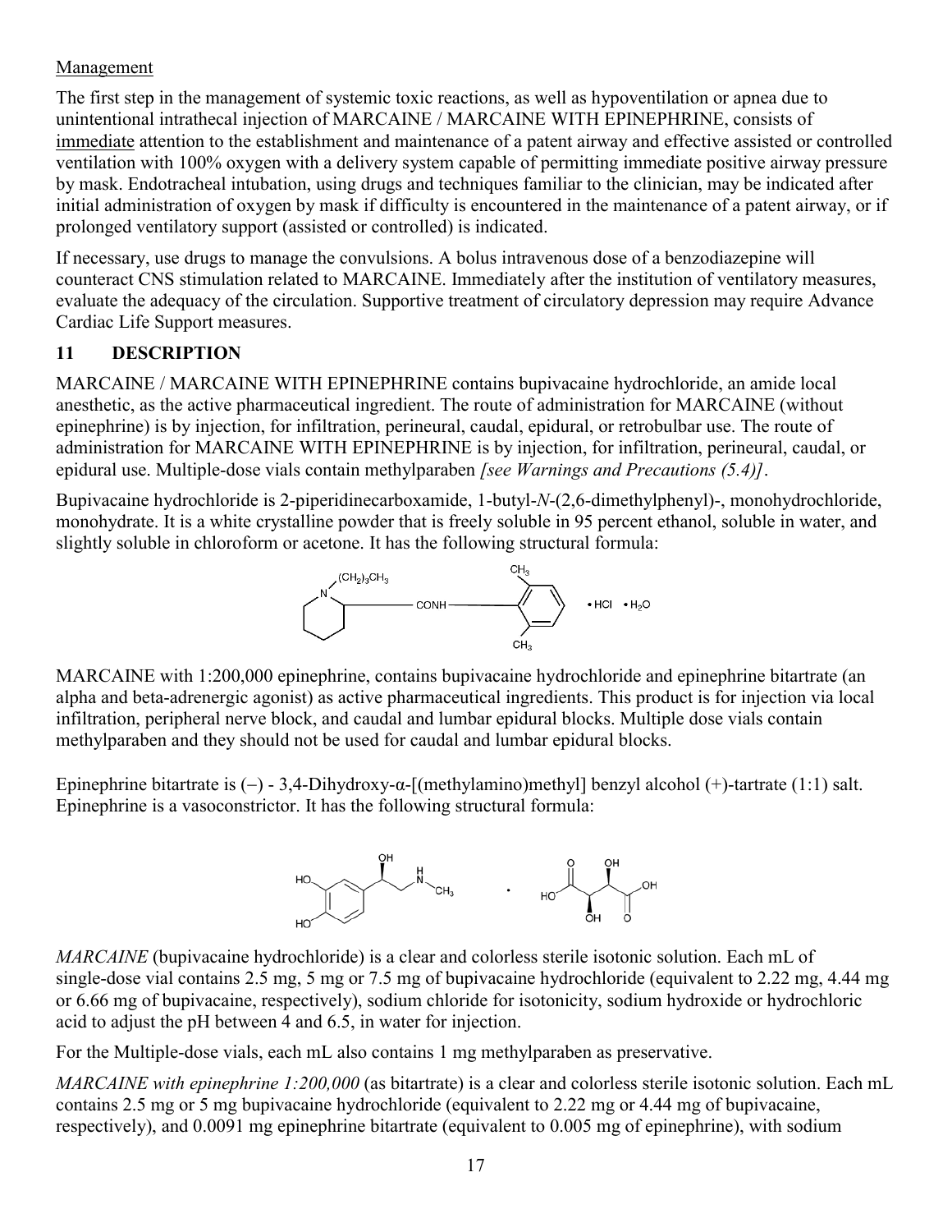Management

The first step in the management of systemic toxic reactions, as well as hypoventilation or apnea due to unintentional intrathecal injection of MARCAINE / MARCAINE WITH EPINEPHRINE, consists of immediate attention to the establishment and maintenance of a patent airway and effective assisted or controlled ventilation with 100% oxygen with a delivery system capable of permitting immediate positive airway pressure by mask. Endotracheal intubation, using drugs and techniques familiar to the clinician, may be indicated after initial administration of oxygen by mask if difficulty is encountered in the maintenance of a patent airway, or if prolonged ventilatory support (assisted or controlled) is indicated.

If necessary, use drugs to manage the convulsions. A bolus intravenous dose of a benzodiazepine will counteract CNS stimulation related to MARCAINE. Immediately after the institution of ventilatory measures, evaluate the adequacy of the circulation. Supportive treatment of circulatory depression may require Advance Cardiac Life Support measures.

## 11 DESCRIPTION

MARCAINE / MARCAINE WITH EPINEPHRINE contains bupivacaine hydrochloride, an amide local anesthetic, as the active pharmaceutical ingredient. The route of administration for MARCAINE (without epinephrine) is by injection, for infiltration, perineural, caudal, epidural, or retrobulbar use. The route of administration for MARCAINE WITH EPINEPHRINE is by injection, for infiltration, perineural, caudal, or epidural use. Multiple-dose vials contain methylparaben *[see Warnings and Precautions (5.4)]*.

Bupivacaine hydrochloride is 2-piperidinecarboxamide, 1-butyl-*N*-(2,6-dimethylphenyl)-, monohydrochloride, monohydrate. It is a white crystalline powder that is freely soluble in 95 percent ethanol, soluble in water, and slightly soluble in chloroform or acetone. It has the following structural formula:

MARCAINE with 1:200,000 epinephrine, contains bupivacaine hydrochloride and epinephrine bitartrate (an alpha and beta-adrenergic agonist) as active pharmaceutical ingredients. This product is for injection via local infiltration, peripheral nerve block, and caudal and lumbar epidural blocks. Multiple dose vials contain methylparaben and they should not be used for caudal and lumbar epidural blocks.

Epinephrine bitartrate is (−) - 3,4-Dihydroxy-α-[(methylamino)methyl] benzyl alcohol (+)-tartrate (1:1) salt. Epinephrine is a vasoconstrictor. It has the following structural formula:

*MARCAINE* (bupivacaine hydrochloride) is a clear and colorless sterile isotonic solution. Each mL of single-dose vial contains 2.5 mg, 5 mg or 7.5 mg of bupivacaine hydrochloride (equivalent to 2.22 mg, 4.44 mg or 6.66 mg of bupivacaine, respectively), sodium chloride for isotonicity, sodium hydroxide or hydrochloric acid to adjust the pH between 4 and 6.5, in water for injection.

For the Multiple-dose vials, each mL also contains 1 mg methylparaben as preservative.

*MARCAINE with epinephrine 1:200,000* (as bitartrate) is a clear and colorless sterile isotonic solution. Each mL contains 2.5 mg or 5 mg bupivacaine hydrochloride (equivalent to 2.22 mg or 4.44 mg of bupivacaine, respectively), and 0.0091 mg epinephrine bitartrate (equivalent to 0.005 mg of epinephrine), with sodium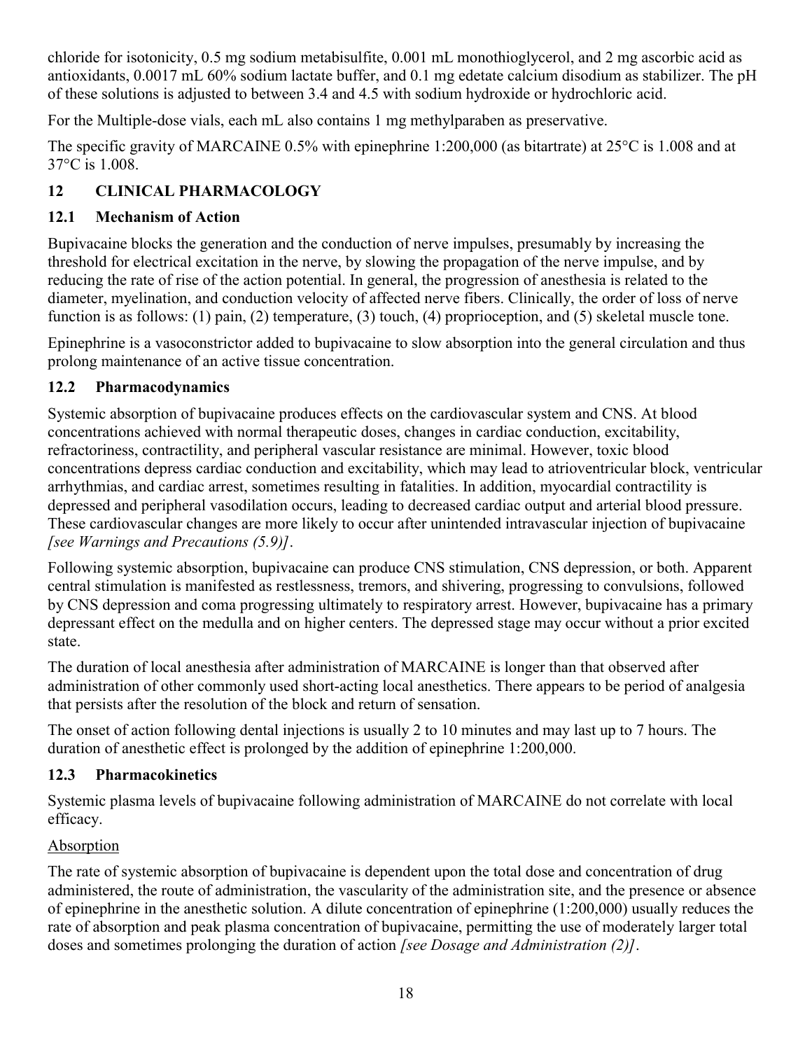chloride for isotonicity, 0.5 mg sodium metabisulfite, 0.001 mL monothioglycerol, and 2 mg ascorbic acid as antioxidants, 0.0017 mL 60% sodium lactate buffer, and 0.1 mg edetate calcium disodium as stabilizer. The pH of these solutions is adjusted to between 3.4 and 4.5 with sodium hydroxide or hydrochloric acid.

For the Multiple-dose vials, each mL also contains 1 mg methylparaben as preservative.

The specific gravity of MARCAINE 0.5% with epinephrine 1:200,000 (as bitartrate) at 25°C is 1.008 and at 37°C is 1.008.

## 12 CLINICAL PHARMACOLOGY

### 12.1 Mechanism of Action

Bupivacaine blocks the generation and the conduction of nerve impulses, presumably by increasing the threshold for electrical excitation in the nerve, by slowing the propagation of the nerve impulse, and by reducing the rate of rise of the action potential. In general, the progression of anesthesia is related to the diameter, myelination, and conduction velocity of affected nerve fibers. Clinically, the order of loss of nerve function is as follows: (1) pain, (2) temperature, (3) touch, (4) proprioception, and (5) skeletal muscle tone.

Epinephrine is a vasoconstrictor added to bupivacaine to slow absorption into the general circulation and thus prolong maintenance of an active tissue concentration.

### 12.2 Pharmacodynamics

Systemic absorption of bupivacaine produces effects on the cardiovascular system and CNS. At blood concentrations achieved with normal therapeutic doses, changes in cardiac conduction, excitability, refractoriness, contractility, and peripheral vascular resistance are minimal. However, toxic blood concentrations depress cardiac conduction and excitability, which may lead to atrioventricular block, ventricular arrhythmias, and cardiac arrest, sometimes resulting in fatalities. In addition, myocardial contractility is depressed and peripheral vasodilation occurs, leading to decreased cardiac output and arterial blood pressure. These cardiovascular changes are more likely to occur after unintended intravascular injection of bupivacaine *[see Warnings and Precautions (5.9)]*.

Following systemic absorption, bupivacaine can produce CNS stimulation, CNS depression, or both. Apparent central stimulation is manifested as restlessness, tremors, and shivering, progressing to convulsions, followed by CNS depression and coma progressing ultimately to respiratory arrest. However, bupivacaine has a primary depressant effect on the medulla and on higher centers. The depressed stage may occur without a prior excited state.

The duration of local anesthesia after administration of MARCAINE is longer than that observed after administration of other commonly used short-acting local anesthetics. There appears to be period of analgesia that persists after the resolution of the block and return of sensation.

The onset of action following dental injections is usually 2 to 10 minutes and may last up to 7 hours. The duration of anesthetic effect is prolonged by the addition of epinephrine 1:200,000.

### 12.3 Pharmacokinetics

Systemic plasma levels of bupivacaine following administration of MARCAINE do not correlate with local efficacy.

Absorption

The rate of systemic absorption of bupivacaine is dependent upon the total dose and concentration of drug administered, the route of administration, the vascularity of the administration site, and the presence or absence of epinephrine in the anesthetic solution. A dilute concentration of epinephrine (1:200,000) usually reduces the rate of absorption and peak plasma concentration of bupivacaine, permitting the use of moderately larger total doses and sometimes prolonging the duration of action *[see Dosage and Administration (2)]*.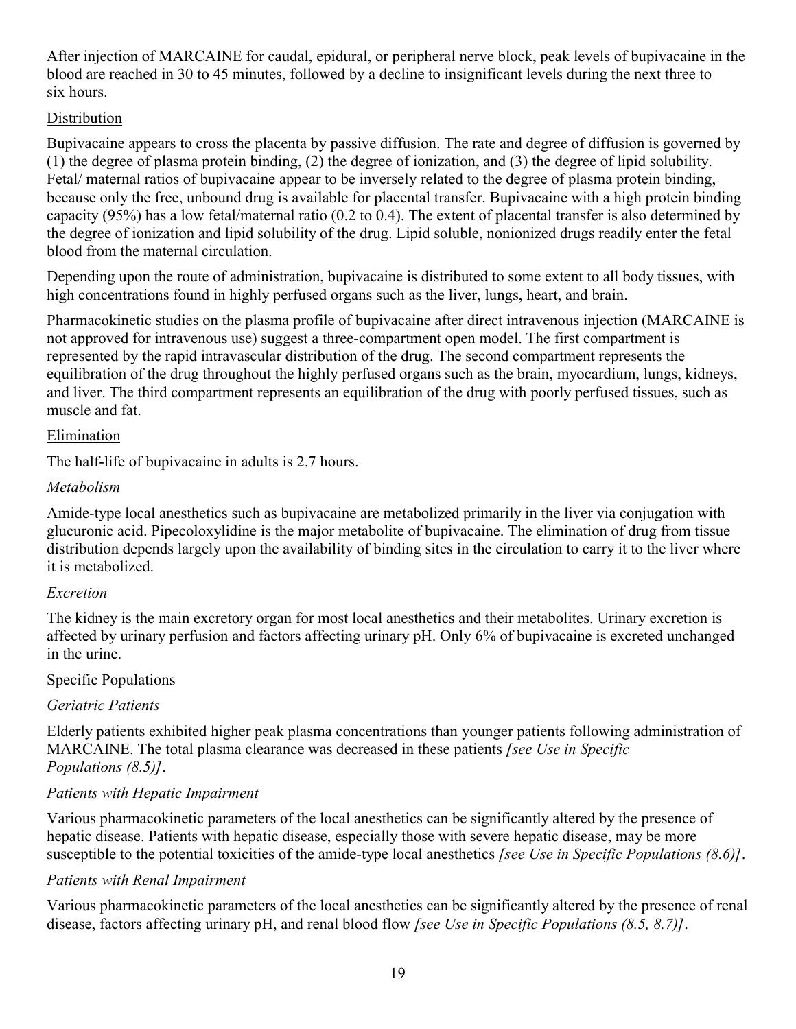After injection of MARCAINE for caudal, epidural, or peripheral nerve block, peak levels of bupivacaine in the blood are reached in 30 to 45 minutes, followed by a decline to insignificant levels during the next three to six hours.

Distribution

Bupivacaine appears to cross the placenta by passive diffusion. The rate and degree of diffusion is governed by (1) the degree of plasma protein binding, (2) the degree of ionization, and (3) the degree of lipid solubility. Fetal/ maternal ratios of bupivacaine appear to be inversely related to the degree of plasma protein binding, because only the free, unbound drug is available for placental transfer. Bupivacaine with a high protein binding capacity (95%) has a low fetal/maternal ratio (0.2 to 0.4). The extent of placental transfer is also determined by the degree of ionization and lipid solubility of the drug. Lipid soluble, nonionized drugs readily enter the fetal blood from the maternal circulation.

Depending upon the route of administration, bupivacaine is distributed to some extent to all body tissues, with high concentrations found in highly perfused organs such as the liver, lungs, heart, and brain.

Pharmacokinetic studies on the plasma profile of bupivacaine after direct intravenous injection (MARCAINE is not approved for intravenous use) suggest a three-compartment open model. The first compartment is represented by the rapid intravascular distribution of the drug. The second compartment represents the equilibration of the drug throughout the highly perfused organs such as the brain, myocardium, lungs, kidneys, and liver. The third compartment represents an equilibration of the drug with poorly perfused tissues, such as muscle and fat.

Elimination

The half-life of bupivacaine in adults is 2.7 hours.

*Metabolism*

Amide-type local anesthetics such as bupivacaine are metabolized primarily in the liver via conjugation with glucuronic acid. Pipecoloxylidine is the major metabolite of bupivacaine. The elimination of drug from tissue distribution depends largely upon the availability of binding sites in the circulation to carry it to the liver where it is metabolized.

*Excretion*

The kidney is the main excretory organ for most local anesthetics and their metabolites. Urinary excretion is affected by urinary perfusion and factors affecting urinary pH. Only 6% of bupivacaine is excreted unchanged in the urine.

Specific Populations

*Geriatric Patients*

Elderly patients exhibited higher peak plasma concentrations than younger patients following administration of MARCAINE. The total plasma clearance was decreased in these patients *[see Use in Specific Populations (8.5)]*.

*Patients with Hepatic Impairment*

Various pharmacokinetic parameters of the local anesthetics can be significantly altered by the presence of hepatic disease. Patients with hepatic disease, especially those with severe hepatic disease, may be more susceptible to the potential toxicities of the amide-type local anesthetics *[see Use in Specific Populations (8.6)]*.

*Patients with Renal Impairment*

Various pharmacokinetic parameters of the local anesthetics can be significantly altered by the presence of renal disease, factors affecting urinary pH, and renal blood flow *[see Use in Specific Populations (8.5, 8.7)]*.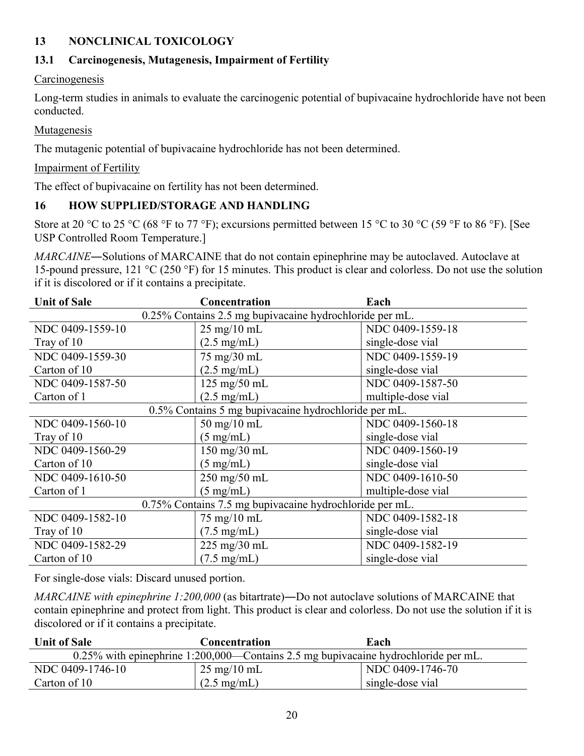## 13 NONCLINICAL TOXICOLOGY

### 13.1 Carcinogenesis, Mutagenesis, Impairment of Fertility

Carcinogenesis

Long-term studies in animals to evaluate the carcinogenic potential of bupivacaine hydrochloride have not been conducted.

Mutagenesis

The mutagenic potential of bupivacaine hydrochloride has not been determined.

Impairment of Fertility

The effect of bupivacaine on fertility has not been determined.

## 16 HOW SUPPLIED/STORAGE AND HANDLING

Store at 20 °C to 25 °C (68 °F to 77 °F); excursions permitted between 15 °C to 30 °C (59 °F to 86 °F). [See USP Controlled Room Temperature.]

*MARCAINE*―Solutions of MARCAINE that do not contain epinephrine may be autoclaved. Autoclave at 15-pound pressure, 121 °C (250 °F) for 15 minutes. This product is clear and colorless. Do not use the solution if it is discolored or if it contains a precipitate.

| Unit of Sale | Concentration | Each |
|---|---|---|
| 0.25% Contains 2.5 mg bupivacaine hydrochloride per mL. | | |
| NDC 0409-1559-10<br>Tray of 10 | 25 mg/10 mL<br>(2.5 mg/mL) | NDC 0409-1559-18<br>single-dose vial |
| NDC 0409-1559-30<br>Carton of 10 | 75 mg/30 mL<br>(2.5 mg/mL) | NDC 0409-1559-19<br>single-dose vial |
| NDC 0409-1587-50<br>Carton of 1 | 125 mg/50 mL<br>(2.5 mg/mL) | NDC 0409-1587-50<br>multiple-dose vial |
| 0.5% Contains 5 mg bupivacaine hydrochloride per mL. | | |
| NDC 0409-1560-10<br>Tray of 10 | 50 mg/10 mL<br>(5 mg/mL) | NDC 0409-1560-18<br>single-dose vial |
| NDC 0409-1560-29<br>Carton of 10 | 150 mg/30 mL<br>(5 mg/mL) | NDC 0409-1560-19<br>single-dose vial |
| NDC 0409-1610-50<br>Carton of 1 | 250 mg/50 mL<br>(5 mg/mL) | NDC 0409-1610-50<br>multiple-dose vial |
| 0.75% Contains 7.5 mg bupivacaine hydrochloride per mL. | | |
| NDC 0409-1582-10<br>Tray of 10 | 75 mg/10 mL<br>(7.5 mg/mL) | NDC 0409-1582-18<br>single-dose vial |
| NDC 0409-1582-29<br>Carton of 10 | 225 mg/30 mL<br>(7.5 mg/mL) | NDC 0409-1582-19<br>single-dose vial |

For single-dose vials: Discard unused portion.

*MARCAINE with epinephrine 1:200,000* (as bitartrate)―Do not autoclave solutions of MARCAINE that contain epinephrine and protect from light. This product is clear and colorless. Do not use the solution if it is discolored or if it contains a precipitate.

| Unit of Sale | Concentration | Each |
|---|---|---|
| 0.25% with epinephrine 1:200,000—Contains 2.5 mg bupivacaine hydrochloride per mL. | | |
| NDC 0409-1746-10<br>Carton of 10 | 25 mg/10 mL<br>(2.5 mg/mL) | NDC 0409-1746-70<br>single-dose vial |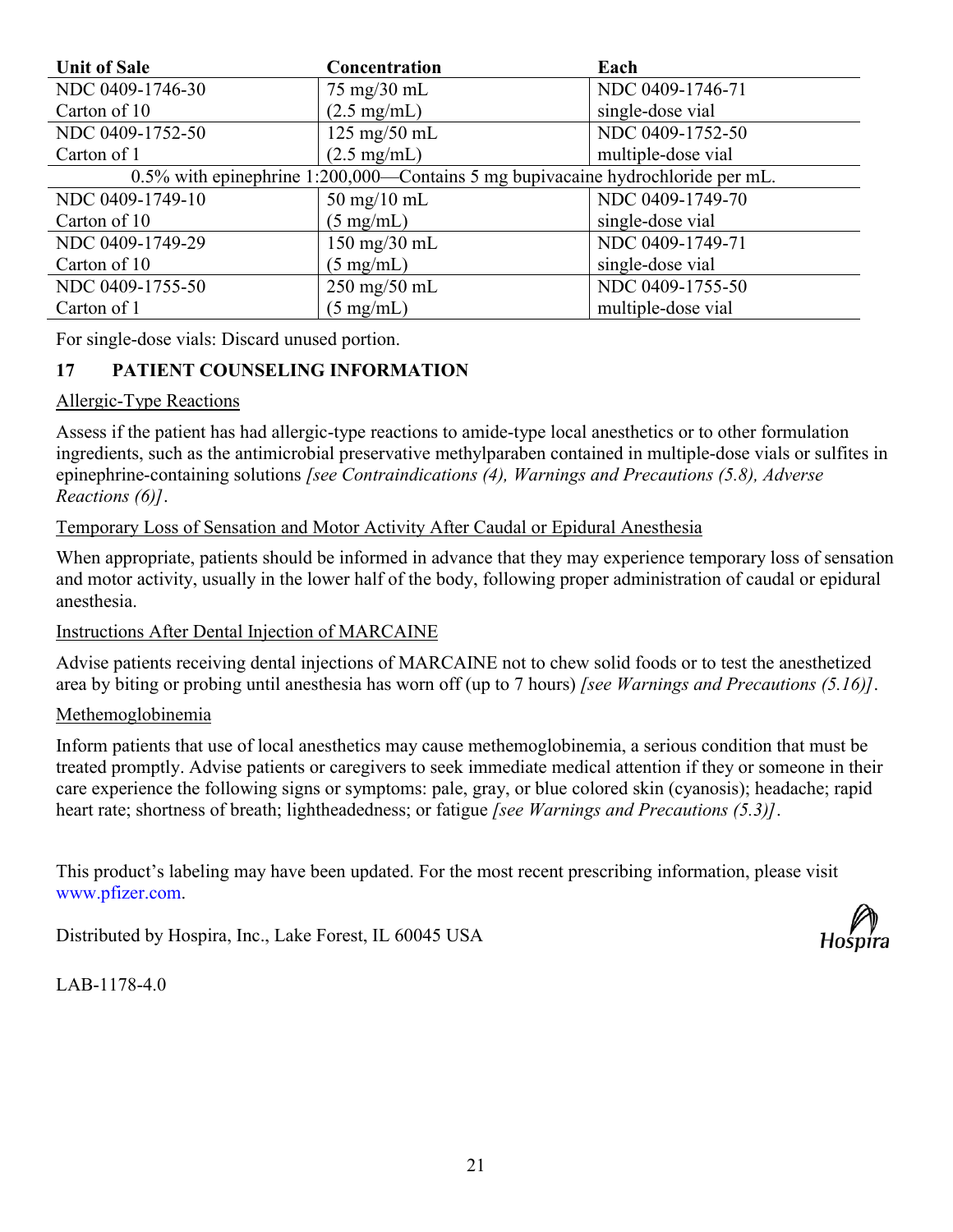| Unit of Sale | Concentration | Each |
|---|---|---|
| NDC 0409-1746-30 Carton of 10 | 75 mg/30 mL (2.5 mg/mL) | NDC 0409-1746-71 single-dose vial |
| NDC 0409-1752-50 Carton of 1 | 125 mg/50 mL (2.5 mg/mL) | NDC 0409-1752-50 multiple-dose vial |
| 0.5% with epinephrine 1:200,000—Contains 5 mg bupivacaine hydrochloride per mL. | | |
| NDC 0409-1749-10 Carton of 10 | 50 mg/10 mL (5 mg/mL) | NDC 0409-1749-70 single-dose vial |
| NDC 0409-1749-29 Carton of 10 | 150 mg/30 mL (5 mg/mL) | NDC 0409-1749-71 single-dose vial |
| NDC 0409-1755-50 Carton of 1 | 250 mg/50 mL (5 mg/mL) | NDC 0409-1755-50 multiple-dose vial |

For single-dose vials: Discard unused portion.

## 17 PATIENT COUNSELING INFORMATION

Allergic-Type Reactions

Assess if the patient has had allergic-type reactions to amide-type local anesthetics or to other formulation ingredients, such as the antimicrobial preservative methylparaben contained in multiple-dose vials or sulfites in epinephrine-containing solutions *[see Contraindications (4), Warnings and Precautions (5.8), Adverse Reactions (6)]*.

Temporary Loss of Sensation and Motor Activity After Caudal or Epidural Anesthesia

When appropriate, patients should be informed in advance that they may experience temporary loss of sensation and motor activity, usually in the lower half of the body, following proper administration of caudal or epidural anesthesia.

Instructions After Dental Injection of MARCAINE

Advise patients receiving dental injections of MARCAINE not to chew solid foods or to test the anesthetized area by biting or probing until anesthesia has worn off (up to 7 hours) *[see Warnings and Precautions (5.16)]*.

Methemoglobinemia

Inform patients that use of local anesthetics may cause methemoglobinemia, a serious condition that must be treated promptly. Advise patients or caregivers to seek immediate medical attention if they or someone in their care experience the following signs or symptoms: pale, gray, or blue colored skin (cyanosis); headache; rapid heart rate; shortness of breath; lightheadedness; or fatigue *[see Warnings and Precautions (5.3)]*.

This product's labeling may have been updated. For the most recent prescribing information, please visit www.pfizer.com.

Distributed by Hospira, Inc., Lake Forest, IL 60045 USA

Hospira

LAB-1178-4.0